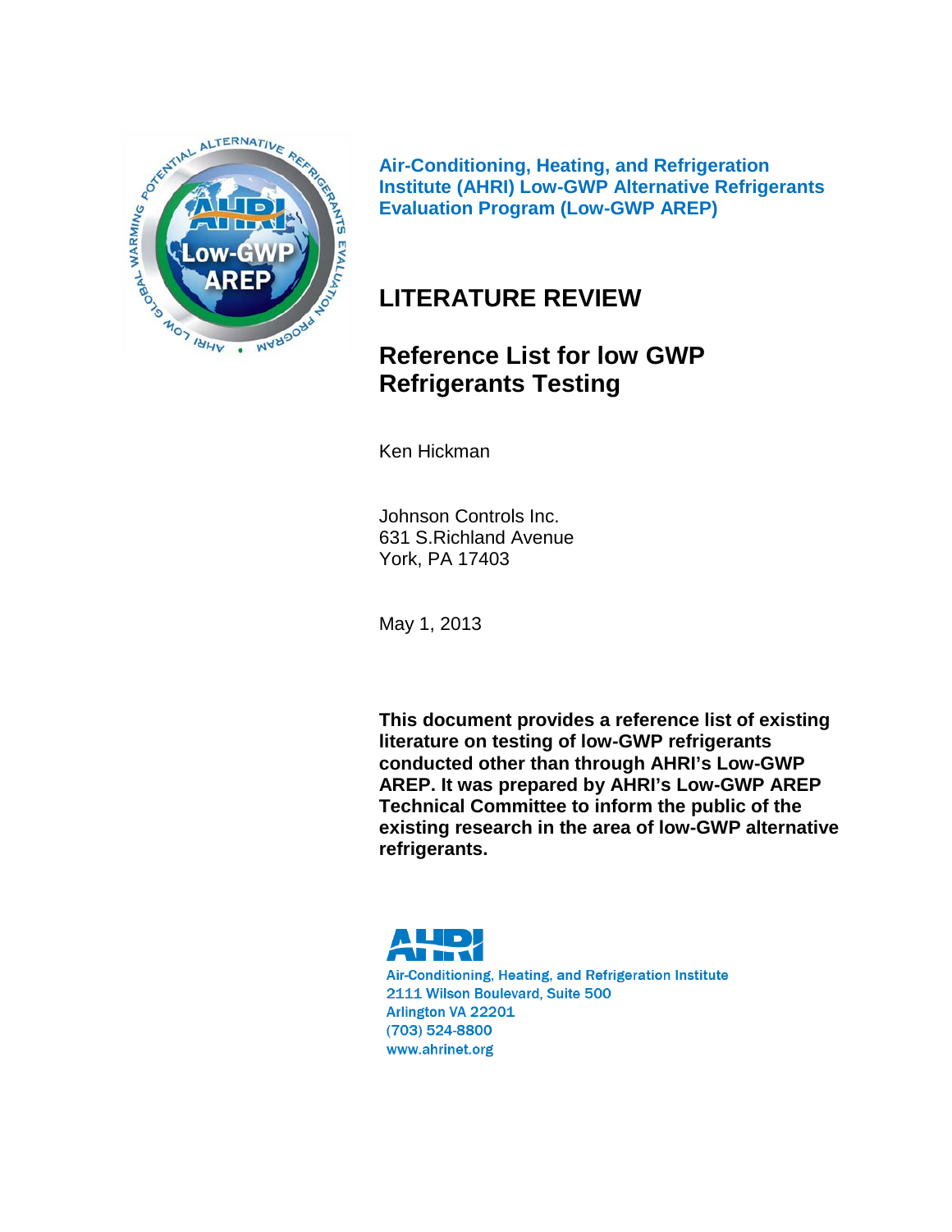**Air-Conditioning, Heating, and Refrigeration Institute (AHRI) Low-GWP Alternative Refrigerants Evaluation Program (Low-GWP AREP)**

# LITERATURE REVIEW

## Reference List for low GWP Refrigerants Testing

Ken Hickman

Johnson Controls Inc.
631 S.Richland Avenue
York, PA 17403

May 1, 2013

**This document provides a reference list of existing literature on testing of low-GWP refrigerants conducted other than through AHRI's Low-GWP AREP. It was prepared by AHRI's Low-GWP AREP Technical Committee to inform the public of the existing research in the area of low-GWP alternative refrigerants.**

AHRI
Air-Conditioning, Heating, and Refrigeration Institute
2111 Wilson Boulevard, Suite 500
Arlington VA 22201
(703) 524-8800
www.ahrinet.org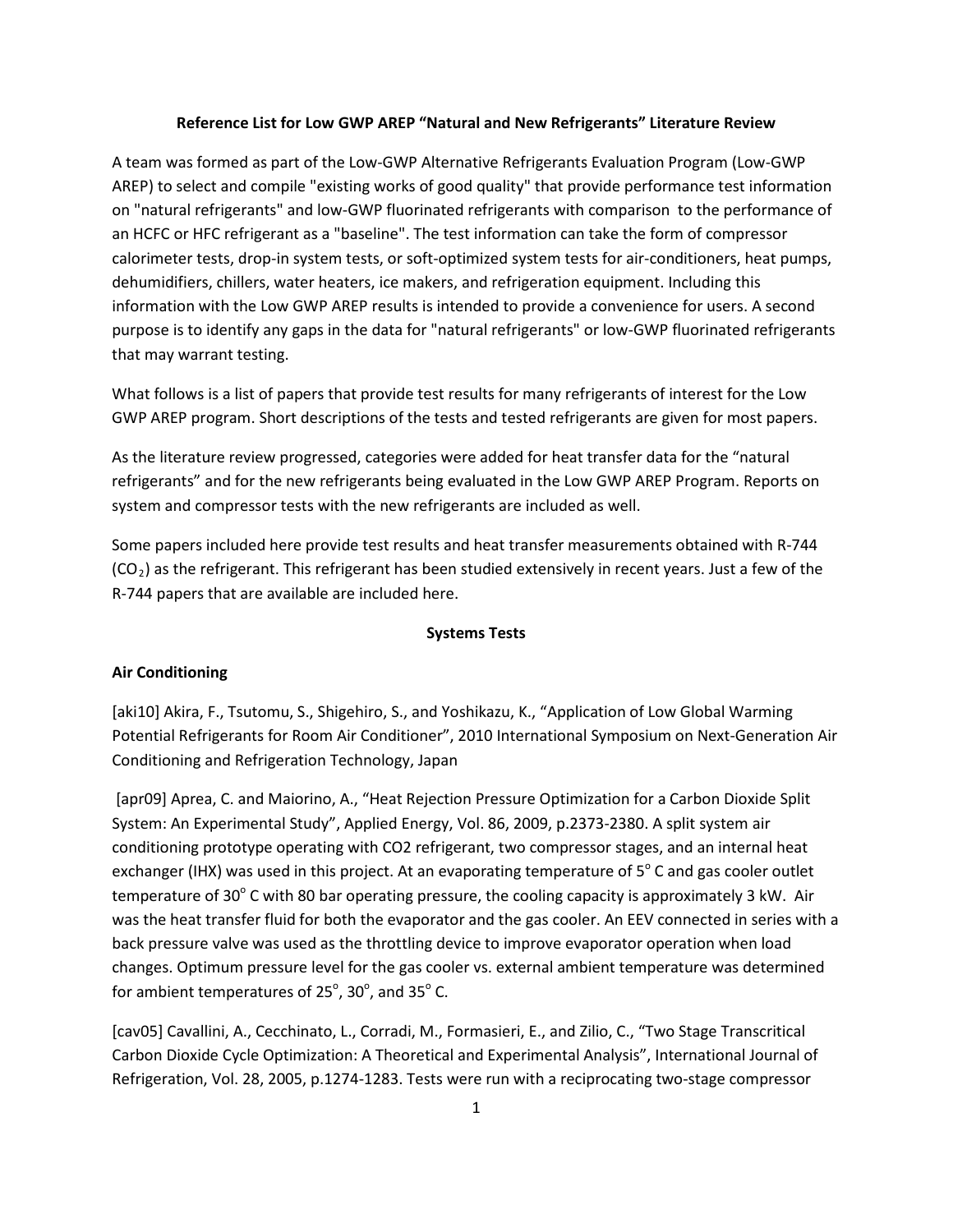**Reference List for Low GWP AREP "Natural and New Refrigerants" Literature Review**

A team was formed as part of the Low-GWP Alternative Refrigerants Evaluation Program (Low-GWP AREP) to select and compile "existing works of good quality" that provide performance test information on "natural refrigerants" and low-GWP fluorinated refrigerants with comparison to the performance of an HCFC or HFC refrigerant as a "baseline". The test information can take the form of compressor calorimeter tests, drop-in system tests, or soft-optimized system tests for air-conditioners, heat pumps, dehumidifiers, chillers, water heaters, ice makers, and refrigeration equipment. Including this information with the Low GWP AREP results is intended to provide a convenience for users. A second purpose is to identify any gaps in the data for "natural refrigerants" or low-GWP fluorinated refrigerants that may warrant testing.

What follows is a list of papers that provide test results for many refrigerants of interest for the Low GWP AREP program. Short descriptions of the tests and tested refrigerants are given for most papers.

As the literature review progressed, categories were added for heat transfer data for the "natural refrigerants" and for the new refrigerants being evaluated in the Low GWP AREP Program. Reports on system and compressor tests with the new refrigerants are included as well.

Some papers included here provide test results and heat transfer measurements obtained with R-744 ($CO_2$) as the refrigerant. This refrigerant has been studied extensively in recent years. Just a few of the R-744 papers that are available are included here.

**Systems Tests**

**Air Conditioning**

[aki10] Akira, F., Tsutomu, S., Shigehiro, S., and Yoshikazu, K., "Application of Low Global Warming Potential Refrigerants for Room Air Conditioner", 2010 International Symposium on Next-Generation Air Conditioning and Refrigeration Technology, Japan

[apr09] Aprea, C. and Maiorino, A., "Heat Rejection Pressure Optimization for a Carbon Dioxide Split System: An Experimental Study", Applied Energy, Vol. 86, 2009, p.2373-2380. A split system air conditioning prototype operating with CO2 refrigerant, two compressor stages, and an internal heat exchanger (IHX) was used in this project. At an evaporating temperature of 5° C and gas cooler outlet temperature of 30° C with 80 bar operating pressure, the cooling capacity is approximately 3 kW. Air was the heat transfer fluid for both the evaporator and the gas cooler. An EEV connected in series with a back pressure valve was used as the throttling device to improve evaporator operation when load changes. Optimum pressure level for the gas cooler vs. external ambient temperature was determined for ambient temperatures of 25°, 30°, and 35° C.

[cav05] Cavallini, A., Cecchinato, L., Corradi, M., Formasieri, E., and Zilio, C., "Two Stage Transcritical Carbon Dioxide Cycle Optimization: A Theoretical and Experimental Analysis", International Journal of Refrigeration, Vol. 28, 2005, p.1274-1283. Tests were run with a reciprocating two-stage compressor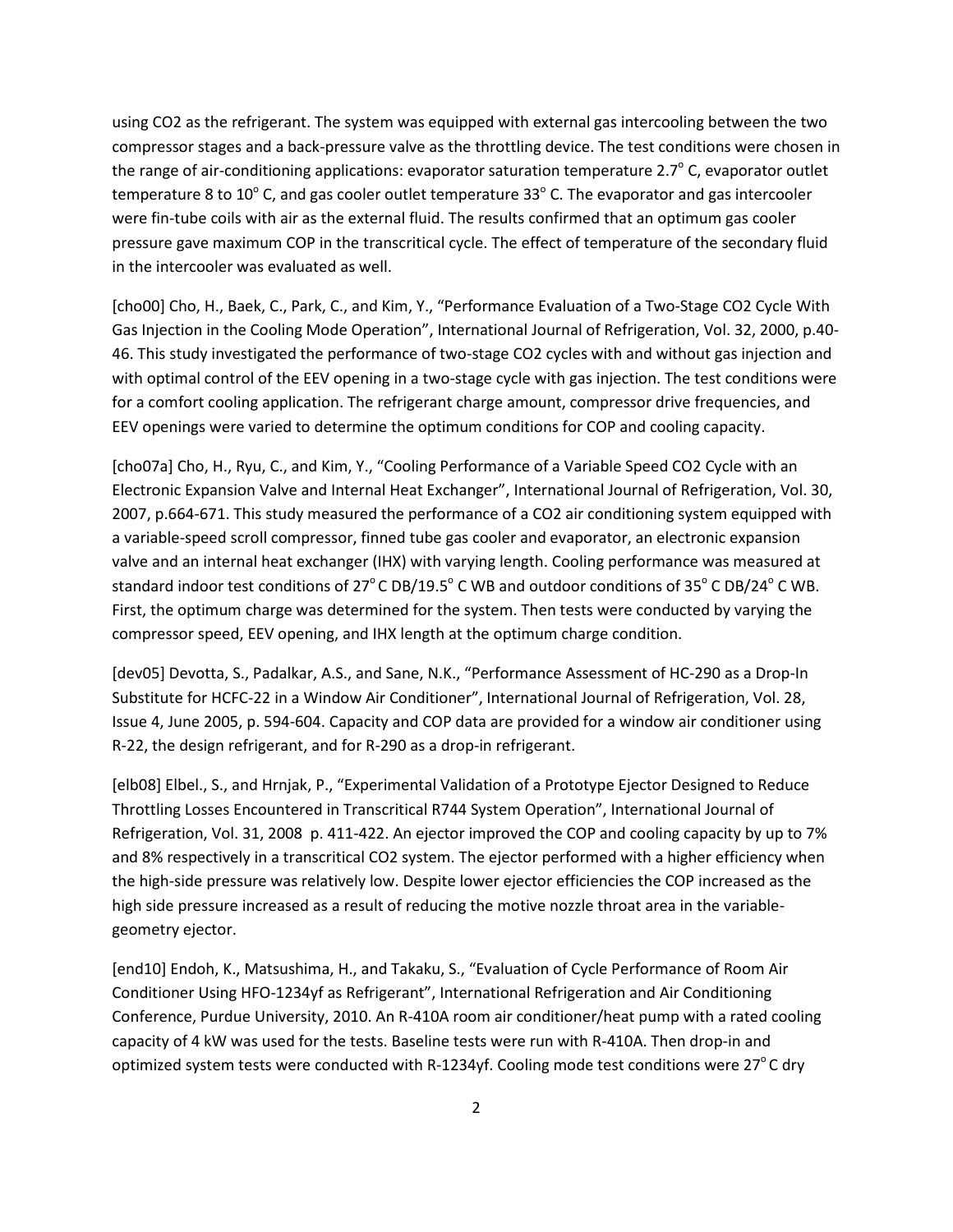using $CO_2$ as the refrigerant. The system was equipped with external gas intercooling between the two compressor stages and a back-pressure valve as the throttling device. The test conditions were chosen in the range of air-conditioning applications: evaporator saturation temperature 2.7° C, evaporator outlet temperature 8 to 10° C, and gas cooler outlet temperature 33° C. The evaporator and gas intercooler were fin-tube coils with air as the external fluid. The results confirmed that an optimum gas cooler pressure gave maximum COP in the transcritical cycle. The effect of temperature of the secondary fluid in the intercooler was evaluated as well.

[cho00] Cho, H., Baek, C., Park, C., and Kim, Y., "Performance Evaluation of a Two-Stage $CO_2$ Cycle With Gas Injection in the Cooling Mode Operation", International Journal of Refrigeration, Vol. 32, 2000, p.40-46. This study investigated the performance of two-stage $CO_2$ cycles with and without gas injection and with optimal control of the EEV opening in a two-stage cycle with gas injection. The test conditions were for a comfort cooling application. The refrigerant charge amount, compressor drive frequencies, and EEV openings were varied to determine the optimum conditions for COP and cooling capacity.

[cho07a] Cho, H., Ryu, C., and Kim, Y., "Cooling Performance of a Variable Speed $CO_2$ Cycle with an Electronic Expansion Valve and Internal Heat Exchanger", International Journal of Refrigeration, Vol. 30, 2007, p.664-671. This study measured the performance of a $CO_2$ air conditioning system equipped with a variable-speed scroll compressor, finned tube gas cooler and evaporator, an electronic expansion valve and an internal heat exchanger (IHX) with varying length. Cooling performance was measured at standard indoor test conditions of 27° C DB/19.5° C WB and outdoor conditions of 35° C DB/24° C WB. First, the optimum charge was determined for the system. Then tests were conducted by varying the compressor speed, EEV opening, and IHX length at the optimum charge condition.

[dev05] Devotta, S., Padalkar, A.S., and Sane, N.K., "Performance Assessment of HC-290 as a Drop-In Substitute for HCFC-22 in a Window Air Conditioner", International Journal of Refrigeration, Vol. 28, Issue 4, June 2005, p. 594-604. Capacity and COP data are provided for a window air conditioner using R-22, the design refrigerant, and for R-290 as a drop-in refrigerant.

[elb08] Elbel., S., and Hrnjak, P., "Experimental Validation of a Prototype Ejector Designed to Reduce Throttling Losses Encountered in Transcritical R744 System Operation", International Journal of Refrigeration, Vol. 31, 2008 p. 411-422. An ejector improved the COP and cooling capacity by up to 7% and 8% respectively in a transcritical $CO_2$ system. The ejector performed with a higher efficiency when the high-side pressure was relatively low. Despite lower ejector efficiencies the COP increased as the high side pressure increased as a result of reducing the motive nozzle throat area in the variable-geometry ejector.

[end10] Endoh, K., Matsushima, H., and Takaku, S., "Evaluation of Cycle Performance of Room Air Conditioner Using HFO-1234yf as Refrigerant", International Refrigeration and Air Conditioning Conference, Purdue University, 2010. An R-410A room air conditioner/heat pump with a rated cooling capacity of 4 kW was used for the tests. Baseline tests were run with R-410A. Then drop-in and optimized system tests were conducted with R-1234yf. Cooling mode test conditions were 27° C dry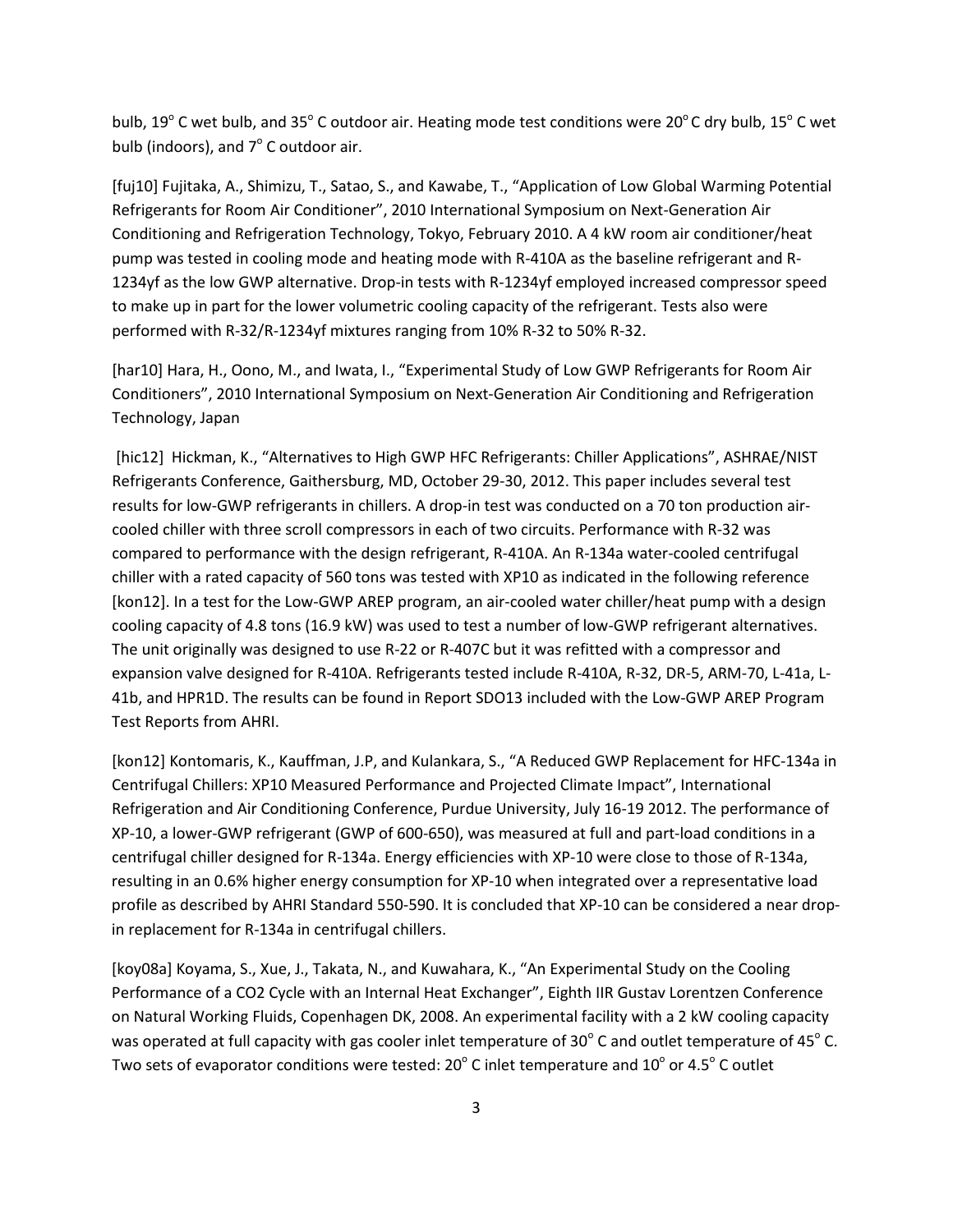bulb, 19° C wet bulb, and 35° C outdoor air. Heating mode test conditions were 20° C dry bulb, 15° C wet bulb (indoors), and 7° C outdoor air.

[fuj10] Fujitaka, A., Shimizu, T., Satao, S., and Kawabe, T., "Application of Low Global Warming Potential Refrigerants for Room Air Conditioner", 2010 International Symposium on Next-Generation Air Conditioning and Refrigeration Technology, Tokyo, February 2010. A 4 kW room air conditioner/heat pump was tested in cooling mode and heating mode with R-410A as the baseline refrigerant and R-1234yf as the low GWP alternative. Drop-in tests with R-1234yf employed increased compressor speed to make up in part for the lower volumetric cooling capacity of the refrigerant. Tests also were performed with R-32/R-1234yf mixtures ranging from 10% R-32 to 50% R-32.

[har10] Hara, H., Oono, M., and Iwata, I., "Experimental Study of Low GWP Refrigerants for Room Air Conditioners", 2010 International Symposium on Next-Generation Air Conditioning and Refrigeration Technology, Japan

[hic12] Hickman, K., "Alternatives to High GWP HFC Refrigerants: Chiller Applications", ASHRAE/NIST Refrigerants Conference, Gaithersburg, MD, October 29-30, 2012. This paper includes several test results for low-GWP refrigerants in chillers. A drop-in test was conducted on a 70 ton production air-cooled chiller with three scroll compressors in each of two circuits. Performance with R-32 was compared to performance with the design refrigerant, R-410A. An R-134a water-cooled centrifugal chiller with a rated capacity of 560 tons was tested with XP10 as indicated in the following reference [kon12]. In a test for the Low-GWP AREP program, an air-cooled water chiller/heat pump with a design cooling capacity of 4.8 tons (16.9 kW) was used to test a number of low-GWP refrigerant alternatives. The unit originally was designed to use R-22 or R-407C but it was refitted with a compressor and expansion valve designed for R-410A. Refrigerants tested include R-410A, R-32, DR-5, ARM-70, L-41a, L-41b, and HPR1D. The results can be found in Report SDO13 included with the Low-GWP AREP Program Test Reports from AHRI.

[kon12] Kontomaris, K., Kauffman, J.P, and Kulankara, S., "A Reduced GWP Replacement for HFC-134a in Centrifugal Chillers: XP10 Measured Performance and Projected Climate Impact", International Refrigeration and Air Conditioning Conference, Purdue University, July 16-19 2012. The performance of XP-10, a lower-GWP refrigerant (GWP of 600-650), was measured at full and part-load conditions in a centrifugal chiller designed for R-134a. Energy efficiencies with XP-10 were close to those of R-134a, resulting in an 0.6% higher energy consumption for XP-10 when integrated over a representative load profile as described by AHRI Standard 550-590. It is concluded that XP-10 can be considered a near drop-in replacement for R-134a in centrifugal chillers.

[koy08a] Koyama, S., Xue, J., Takata, N., and Kuwahara, K., "An Experimental Study on the Cooling Performance of a CO2 Cycle with an Internal Heat Exchanger", Eighth IIR Gustav Lorentzen Conference on Natural Working Fluids, Copenhagen DK, 2008. An experimental facility with a 2 kW cooling capacity was operated at full capacity with gas cooler inlet temperature of 30° C and outlet temperature of 45° C. Two sets of evaporator conditions were tested: 20° C inlet temperature and 10° or 4.5° C outlet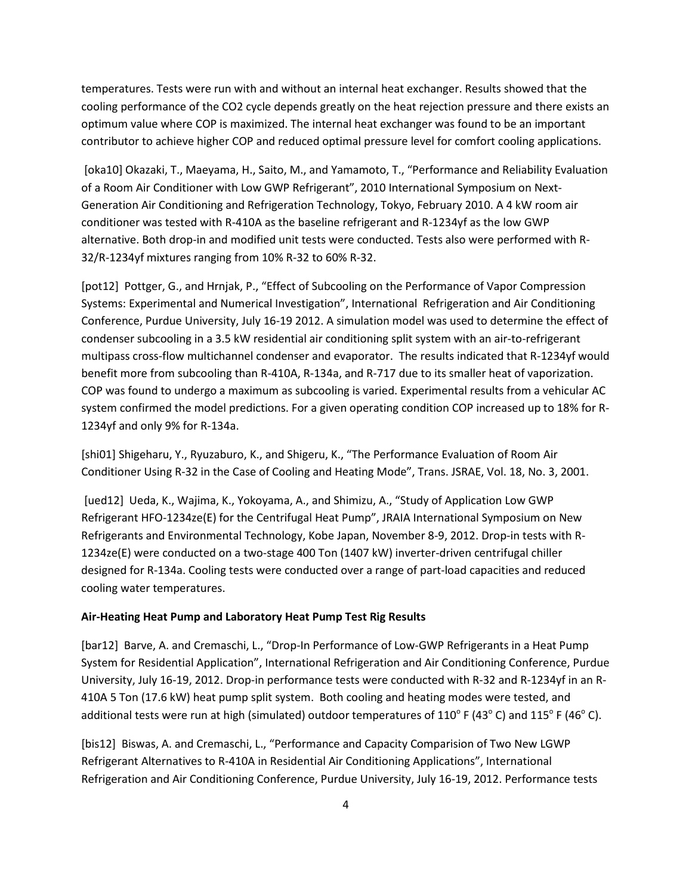temperatures. Tests were run with and without an internal heat exchanger. Results showed that the cooling performance of the CO2 cycle depends greatly on the heat rejection pressure and there exists an optimum value where COP is maximized. The internal heat exchanger was found to be an important contributor to achieve higher COP and reduced optimal pressure level for comfort cooling applications.

[oka10] Okazaki, T., Maeyama, H., Saito, M., and Yamamoto, T., "Performance and Reliability Evaluation of a Room Air Conditioner with Low GWP Refrigerant", 2010 International Symposium on Next-Generation Air Conditioning and Refrigeration Technology, Tokyo, February 2010. A 4 kW room air conditioner was tested with R-410A as the baseline refrigerant and R-1234yf as the low GWP alternative. Both drop-in and modified unit tests were conducted. Tests also were performed with R-32/R-1234yf mixtures ranging from 10% R-32 to 60% R-32.

[pot12] Pottger, G., and Hrnjak, P., "Effect of Subcooling on the Performance of Vapor Compression Systems: Experimental and Numerical Investigation", International Refrigeration and Air Conditioning Conference, Purdue University, July 16-19 2012. A simulation model was used to determine the effect of condenser subcooling in a 3.5 kW residential air conditioning split system with an air-to-refrigerant multipass cross-flow multichannel condenser and evaporator. The results indicated that R-1234yf would benefit more from subcooling than R-410A, R-134a, and R-717 due to its smaller heat of vaporization. COP was found to undergo a maximum as subcooling is varied. Experimental results from a vehicular AC system confirmed the model predictions. For a given operating condition COP increased up to 18% for R-1234yf and only 9% for R-134a.

[shi01] Shigeharu, Y., Ryuzaburo, K., and Shigeru, K., "The Performance Evaluation of Room Air Conditioner Using R-32 in the Case of Cooling and Heating Mode", Trans. JSRAE, Vol. 18, No. 3, 2001.

[ued12] Ueda, K., Wajima, K., Yokoyama, A., and Shimizu, A., "Study of Application Low GWP Refrigerant HFO-1234ze(E) for the Centrifugal Heat Pump", JRAIA International Symposium on New Refrigerants and Environmental Technology, Kobe Japan, November 8-9, 2012. Drop-in tests with R-1234ze(E) were conducted on a two-stage 400 Ton (1407 kW) inverter-driven centrifugal chiller designed for R-134a. Cooling tests were conducted over a range of part-load capacities and reduced cooling water temperatures.

**Air-Heating Heat Pump and Laboratory Heat Pump Test Rig Results**

[bar12] Barve, A. and Cremaschi, L., "Drop-In Performance of Low-GWP Refrigerants in a Heat Pump System for Residential Application", International Refrigeration and Air Conditioning Conference, Purdue University, July 16-19, 2012. Drop-in performance tests were conducted with R-32 and R-1234yf in an R-410A 5 Ton (17.6 kW) heat pump split system. Both cooling and heating modes were tested, and additional tests were run at high (simulated) outdoor temperatures of 110$^{o}$ F (43$^{o}$ C) and 115$^{o}$ F (46$^{o}$ C).

[bis12] Biswas, A. and Cremaschi, L., "Performance and Capacity Comparision of Two New LGWP Refrigerant Alternatives to R-410A in Residential Air Conditioning Applications", International Refrigeration and Air Conditioning Conference, Purdue University, July 16-19, 2012. Performance tests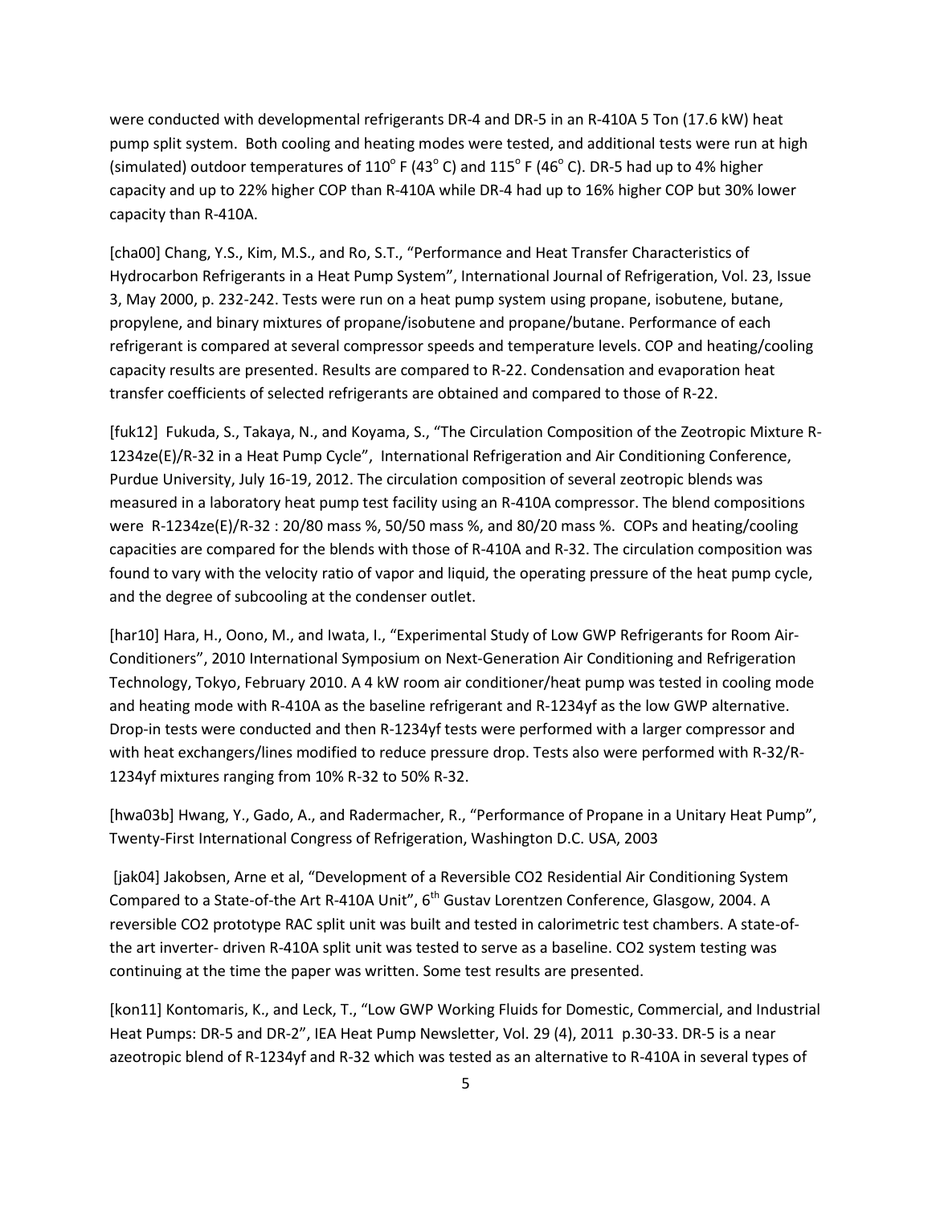were conducted with developmental refrigerants DR-4 and DR-5 in an R-410A 5 Ton (17.6 kW) heat pump split system. Both cooling and heating modes were tested, and additional tests were run at high (simulated) outdoor temperatures of 110° F (43° C) and 115° F (46° C). DR-5 had up to 4% higher capacity and up to 22% higher COP than R-410A while DR-4 had up to 16% higher COP but 30% lower capacity than R-410A.

[cha00] Chang, Y.S., Kim, M.S., and Ro, S.T., "Performance and Heat Transfer Characteristics of Hydrocarbon Refrigerants in a Heat Pump System", International Journal of Refrigeration, Vol. 23, Issue 3, May 2000, p. 232-242. Tests were run on a heat pump system using propane, isobutene, butane, propylene, and binary mixtures of propane/isobutene and propane/butane. Performance of each refrigerant is compared at several compressor speeds and temperature levels. COP and heating/cooling capacity results are presented. Results are compared to R-22. Condensation and evaporation heat transfer coefficients of selected refrigerants are obtained and compared to those of R-22.

[fuk12] Fukuda, S., Takaya, N., and Koyama, S., "The Circulation Composition of the Zeotropic Mixture R-1234ze(E)/R-32 in a Heat Pump Cycle", International Refrigeration and Air Conditioning Conference, Purdue University, July 16-19, 2012. The circulation composition of several zeotropic blends was measured in a laboratory heat pump test facility using an R-410A compressor. The blend compositions were R-1234ze(E)/R-32 : 20/80 mass %, 50/50 mass %, and 80/20 mass %. COPs and heating/cooling capacities are compared for the blends with those of R-410A and R-32. The circulation composition was found to vary with the velocity ratio of vapor and liquid, the operating pressure of the heat pump cycle, and the degree of subcooling at the condenser outlet.

[har10] Hara, H., Oono, M., and Iwata, I., "Experimental Study of Low GWP Refrigerants for Room Air-Conditioners", 2010 International Symposium on Next-Generation Air Conditioning and Refrigeration Technology, Tokyo, February 2010. A 4 kW room air conditioner/heat pump was tested in cooling mode and heating mode with R-410A as the baseline refrigerant and R-1234yf as the low GWP alternative. Drop-in tests were conducted and then R-1234yf tests were performed with a larger compressor and with heat exchangers/lines modified to reduce pressure drop. Tests also were performed with R-32/R-1234yf mixtures ranging from 10% R-32 to 50% R-32.

[hwa03b] Hwang, Y., Gado, A., and Radermacher, R., "Performance of Propane in a Unitary Heat Pump", Twenty-First International Congress of Refrigeration, Washington D.C. USA, 2003

[jak04] Jakobsen, Arne et al, "Development of a Reversible CO2 Residential Air Conditioning System Compared to a State-of-the Art R-410A Unit", 6th Gustav Lorentzen Conference, Glasgow, 2004. A reversible CO2 prototype RAC split unit was built and tested in calorimetric test chambers. A state-of-the art inverter- driven R-410A split unit was tested to serve as a baseline. CO2 system testing was continuing at the time the paper was written. Some test results are presented.

[kon11] Kontomaris, K., and Leck, T., "Low GWP Working Fluids for Domestic, Commercial, and Industrial Heat Pumps: DR-5 and DR-2", IEA Heat Pump Newsletter, Vol. 29 (4), 2011 p.30-33. DR-5 is a near azeotropic blend of R-1234yf and R-32 which was tested as an alternative to R-410A in several types of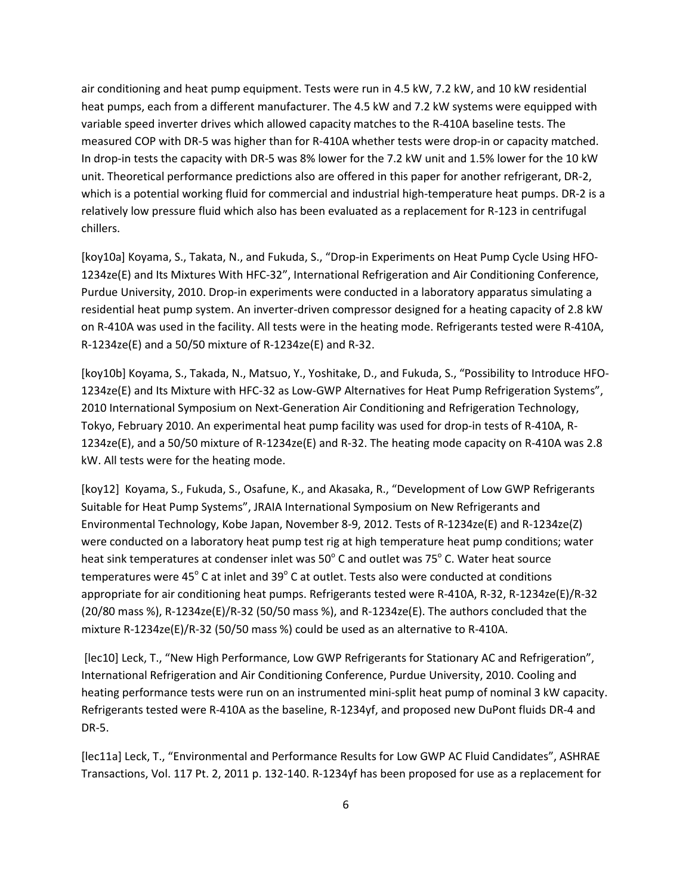air conditioning and heat pump equipment. Tests were run in 4.5 kW, 7.2 kW, and 10 kW residential heat pumps, each from a different manufacturer. The 4.5 kW and 7.2 kW systems were equipped with variable speed inverter drives which allowed capacity matches to the R-410A baseline tests. The measured COP with DR-5 was higher than for R-410A whether tests were drop-in or capacity matched. In drop-in tests the capacity with DR-5 was 8% lower for the 7.2 kW unit and 1.5% lower for the 10 kW unit. Theoretical performance predictions also are offered in this paper for another refrigerant, DR-2, which is a potential working fluid for commercial and industrial high-temperature heat pumps. DR-2 is a relatively low pressure fluid which also has been evaluated as a replacement for R-123 in centrifugal chillers.

[koy10a] Koyama, S., Takata, N., and Fukuda, S., "Drop-in Experiments on Heat Pump Cycle Using HFO-1234ze(E) and Its Mixtures With HFC-32", International Refrigeration and Air Conditioning Conference, Purdue University, 2010. Drop-in experiments were conducted in a laboratory apparatus simulating a residential heat pump system. An inverter-driven compressor designed for a heating capacity of 2.8 kW on R-410A was used in the facility. All tests were in the heating mode. Refrigerants tested were R-410A, R-1234ze(E) and a 50/50 mixture of R-1234ze(E) and R-32.

[koy10b] Koyama, S., Takada, N., Matsuo, Y., Yoshitake, D., and Fukuda, S., "Possibility to Introduce HFO-1234ze(E) and Its Mixture with HFC-32 as Low-GWP Alternatives for Heat Pump Refrigeration Systems", 2010 International Symposium on Next-Generation Air Conditioning and Refrigeration Technology, Tokyo, February 2010. An experimental heat pump facility was used for drop-in tests of R-410A, R-1234ze(E), and a 50/50 mixture of R-1234ze(E) and R-32. The heating mode capacity on R-410A was 2.8 kW. All tests were for the heating mode.

[koy12] Koyama, S., Fukuda, S., Osafune, K., and Akasaka, R., "Development of Low GWP Refrigerants Suitable for Heat Pump Systems", JRAIA International Symposium on New Refrigerants and Environmental Technology, Kobe Japan, November 8-9, 2012. Tests of R-1234ze(E) and R-1234ze(Z) were conducted on a laboratory heat pump test rig at high temperature heat pump conditions; water heat sink temperatures at condenser inlet was 50° C and outlet was 75° C. Water heat source temperatures were 45° C at inlet and 39° C at outlet. Tests also were conducted at conditions appropriate for air conditioning heat pumps. Refrigerants tested were R-410A, R-32, R-1234ze(E)/R-32 (20/80 mass %), R-1234ze(E)/R-32 (50/50 mass %), and R-1234ze(E). The authors concluded that the mixture R-1234ze(E)/R-32 (50/50 mass %) could be used as an alternative to R-410A.

[lec10] Leck, T., "New High Performance, Low GWP Refrigerants for Stationary AC and Refrigeration", International Refrigeration and Air Conditioning Conference, Purdue University, 2010. Cooling and heating performance tests were run on an instrumented mini-split heat pump of nominal 3 kW capacity. Refrigerants tested were R-410A as the baseline, R-1234yf, and proposed new DuPont fluids DR-4 and DR-5.

[lec11a] Leck, T., "Environmental and Performance Results for Low GWP AC Fluid Candidates", ASHRAE Transactions, Vol. 117 Pt. 2, 2011 p. 132-140. R-1234yf has been proposed for use as a replacement for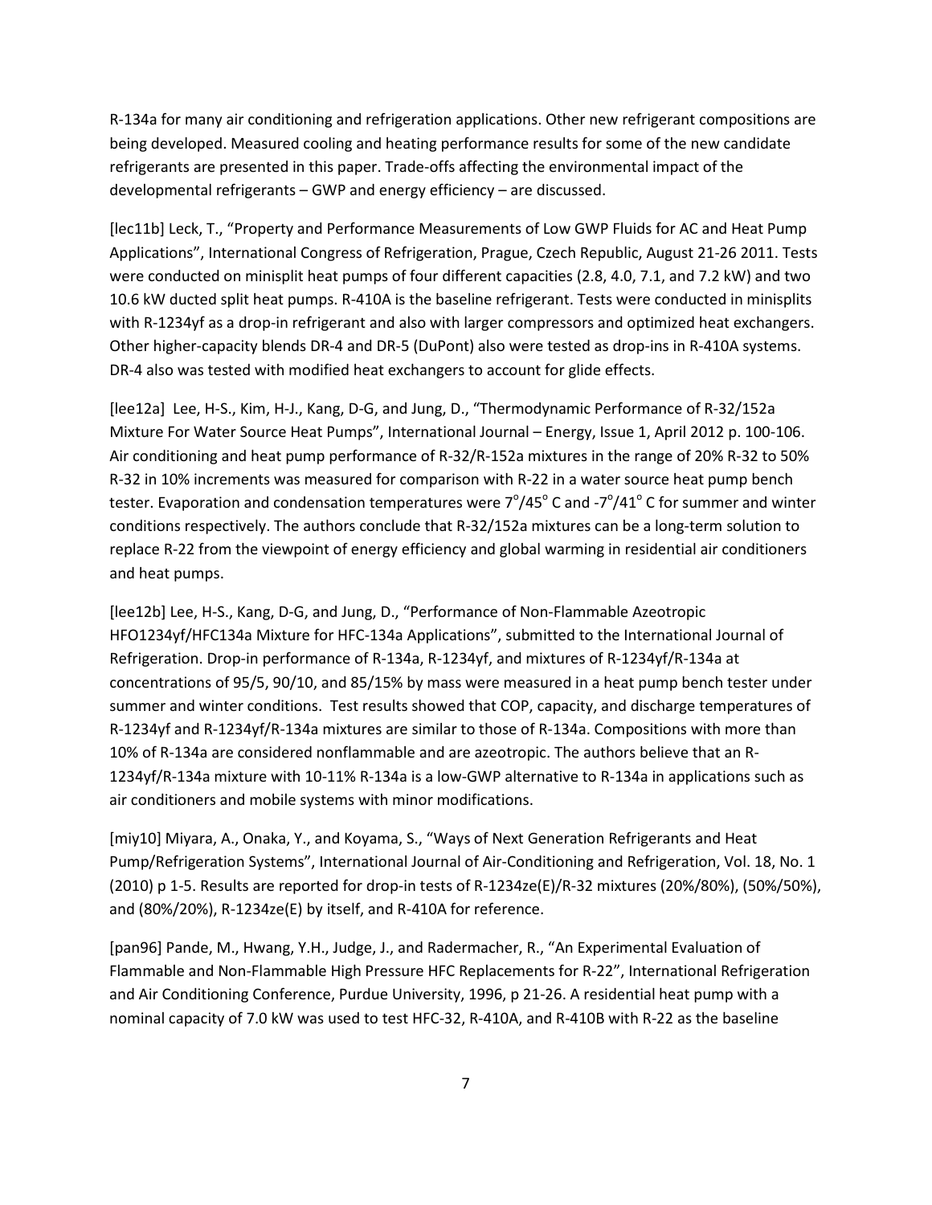R-134a for many air conditioning and refrigeration applications. Other new refrigerant compositions are being developed. Measured cooling and heating performance results for some of the new candidate refrigerants are presented in this paper. Trade-offs affecting the environmental impact of the developmental refrigerants – GWP and energy efficiency – are discussed.

[lec11b] Leck, T., "Property and Performance Measurements of Low GWP Fluids for AC and Heat Pump Applications", International Congress of Refrigeration, Prague, Czech Republic, August 21-26 2011. Tests were conducted on minisplit heat pumps of four different capacities (2.8, 4.0, 7.1, and 7.2 kW) and two 10.6 kW ducted split heat pumps. R-410A is the baseline refrigerant. Tests were conducted in minisplits with R-1234yf as a drop-in refrigerant and also with larger compressors and optimized heat exchangers. Other higher-capacity blends DR-4 and DR-5 (DuPont) also were tested as drop-ins in R-410A systems. DR-4 also was tested with modified heat exchangers to account for glide effects.

[lee12a] Lee, H-S., Kim, H-J., Kang, D-G, and Jung, D., "Thermodynamic Performance of R-32/152a Mixture For Water Source Heat Pumps", International Journal – Energy, Issue 1, April 2012 p. 100-106. Air conditioning and heat pump performance of R-32/R-152a mixtures in the range of 20% R-32 to 50% R-32 in 10% increments was measured for comparison with R-22 in a water source heat pump bench tester. Evaporation and condensation temperatures were $7^{\circ}/45^{\circ}$ C and $-7^{\circ}/41^{\circ}$ C for summer and winter conditions respectively. The authors conclude that R-32/152a mixtures can be a long-term solution to replace R-22 from the viewpoint of energy efficiency and global warming in residential air conditioners and heat pumps.

[lee12b] Lee, H-S., Kang, D-G, and Jung, D., "Performance of Non-Flammable Azeotropic HFO1234yf/HFC134a Mixture for HFC-134a Applications", submitted to the International Journal of Refrigeration. Drop-in performance of R-134a, R-1234yf, and mixtures of R-1234yf/R-134a at concentrations of 95/5, 90/10, and 85/15% by mass were measured in a heat pump bench tester under summer and winter conditions. Test results showed that COP, capacity, and discharge temperatures of R-1234yf and R-1234yf/R-134a mixtures are similar to those of R-134a. Compositions with more than 10% of R-134a are considered nonflammable and are azeotropic. The authors believe that an R-1234yf/R-134a mixture with 10-11% R-134a is a low-GWP alternative to R-134a in applications such as air conditioners and mobile systems with minor modifications.

[miy10] Miyara, A., Onaka, Y., and Koyama, S., "Ways of Next Generation Refrigerants and Heat Pump/Refrigeration Systems", International Journal of Air-Conditioning and Refrigeration, Vol. 18, No. 1 (2010) p 1-5. Results are reported for drop-in tests of R-1234ze(E)/R-32 mixtures (20%/80%), (50%/50%), and (80%/20%), R-1234ze(E) by itself, and R-410A for reference.

[pan96] Pande, M., Hwang, Y.H., Judge, J., and Radermacher, R., "An Experimental Evaluation of Flammable and Non-Flammable High Pressure HFC Replacements for R-22", International Refrigeration and Air Conditioning Conference, Purdue University, 1996, p 21-26. A residential heat pump with a nominal capacity of 7.0 kW was used to test HFC-32, R-410A, and R-410B with R-22 as the baseline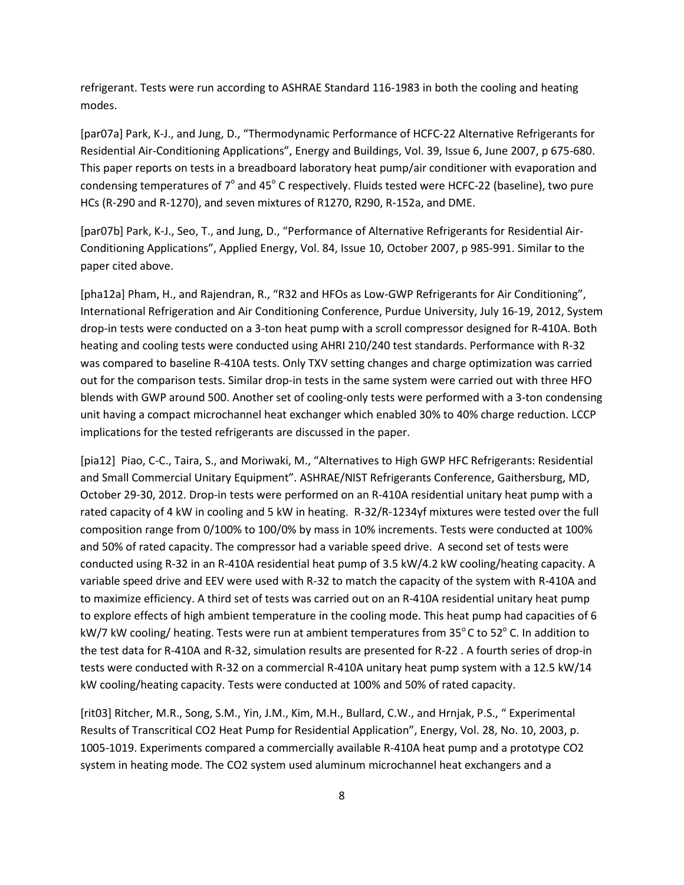refrigerant. Tests were run according to ASHRAE Standard 116-1983 in both the cooling and heating modes.

[par07a] Park, K-J., and Jung, D., "Thermodynamic Performance of HCFC-22 Alternative Refrigerants for Residential Air-Conditioning Applications", Energy and Buildings, Vol. 39, Issue 6, June 2007, p 675-680. This paper reports on tests in a breadboard laboratory heat pump/air conditioner with evaporation and condensing temperatures of 7° and 45° C respectively. Fluids tested were HCFC-22 (baseline), two pure HCs (R-290 and R-1270), and seven mixtures of R1270, R290, R-152a, and DME.

[par07b] Park, K-J., Seo, T., and Jung, D., "Performance of Alternative Refrigerants for Residential Air-Conditioning Applications", Applied Energy, Vol. 84, Issue 10, October 2007, p 985-991. Similar to the paper cited above.

[pha12a] Pham, H., and Rajendran, R., "R32 and HFOs as Low-GWP Refrigerants for Air Conditioning", International Refrigeration and Air Conditioning Conference, Purdue University, July 16-19, 2012, System drop-in tests were conducted on a 3-ton heat pump with a scroll compressor designed for R-410A. Both heating and cooling tests were conducted using AHRI 210/240 test standards. Performance with R-32 was compared to baseline R-410A tests. Only TXV setting changes and charge optimization was carried out for the comparison tests. Similar drop-in tests in the same system were carried out with three HFO blends with GWP around 500. Another set of cooling-only tests were performed with a 3-ton condensing unit having a compact microchannel heat exchanger which enabled 30% to 40% charge reduction. LCCP implications for the tested refrigerants are discussed in the paper.

[pia12] Piao, C-C., Taira, S., and Moriwaki, M., "Alternatives to High GWP HFC Refrigerants: Residential and Small Commercial Unitary Equipment". ASHRAE/NIST Refrigerants Conference, Gaithersburg, MD, October 29-30, 2012. Drop-in tests were performed on an R-410A residential unitary heat pump with a rated capacity of 4 kW in cooling and 5 kW in heating. R-32/R-1234yf mixtures were tested over the full composition range from 0/100% to 100/0% by mass in 10% increments. Tests were conducted at 100% and 50% of rated capacity. The compressor had a variable speed drive. A second set of tests were conducted using R-32 in an R-410A residential heat pump of 3.5 kW/4.2 kW cooling/heating capacity. A variable speed drive and EEV were used with R-32 to match the capacity of the system with R-410A and to maximize efficiency. A third set of tests was carried out on an R-410A residential unitary heat pump to explore effects of high ambient temperature in the cooling mode. This heat pump had capacities of 6 kW/7 kW cooling/ heating. Tests were run at ambient temperatures from 35° C to 52° C. In addition to the test data for R-410A and R-32, simulation results are presented for R-22 . A fourth series of drop-in tests were conducted with R-32 on a commercial R-410A unitary heat pump system with a 12.5 kW/14 kW cooling/heating capacity. Tests were conducted at 100% and 50% of rated capacity.

[rit03] Ritcher, M.R., Song, S.M., Yin, J.M., Kim, M.H., Bullard, C.W., and Hrnjak, P.S., " Experimental Results of Transcritical CO2 Heat Pump for Residential Application", Energy, Vol. 28, No. 10, 2003, p. 1005-1019. Experiments compared a commercially available R-410A heat pump and a prototype CO2 system in heating mode. The CO2 system used aluminum microchannel heat exchangers and a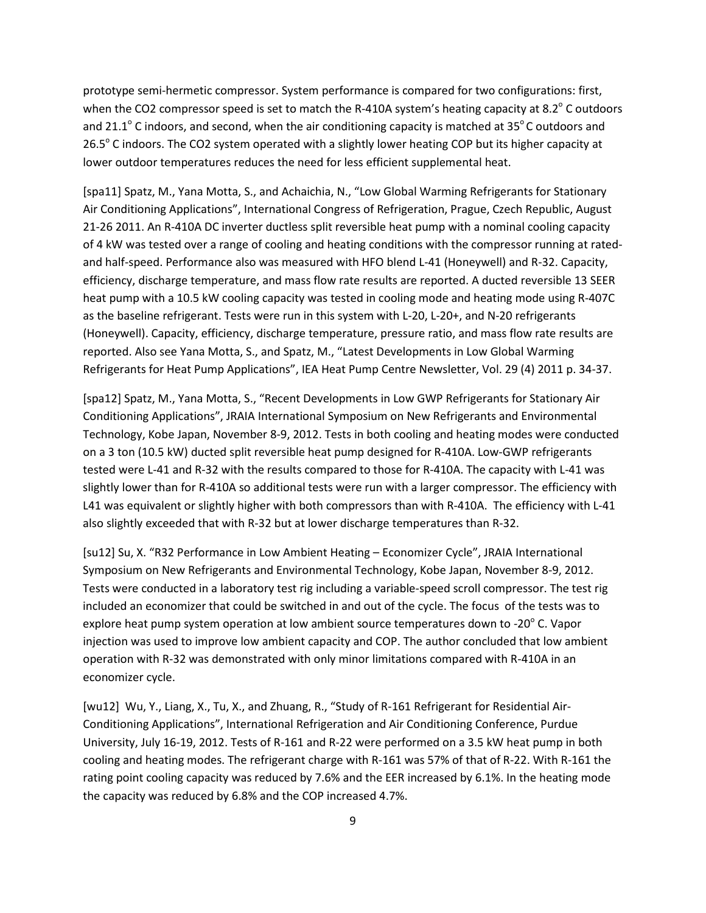prototype semi-hermetic compressor. System performance is compared for two configurations: first, when the $CO_2$ compressor speed is set to match the R-410A system's heating capacity at 8.2° C outdoors and 21.1° C indoors, and second, when the air conditioning capacity is matched at 35° C outdoors and 26.5° C indoors. The $CO_2$ system operated with a slightly lower heating COP but its higher capacity at lower outdoor temperatures reduces the need for less efficient supplemental heat.

[spa11] Spatz, M., Yana Motta, S., and Achaichia, N., "Low Global Warming Refrigerants for Stationary Air Conditioning Applications", International Congress of Refrigeration, Prague, Czech Republic, August 21-26 2011. An R-410A DC inverter ductless split reversible heat pump with a nominal cooling capacity of 4 kW was tested over a range of cooling and heating conditions with the compressor running at rated- and half-speed. Performance also was measured with HFO blend L-41 (Honeywell) and R-32. Capacity, efficiency, discharge temperature, and mass flow rate results are reported. A ducted reversible 13 SEER heat pump with a 10.5 kW cooling capacity was tested in cooling mode and heating mode using R-407C as the baseline refrigerant. Tests were run in this system with L-20, L-20+, and N-20 refrigerants (Honeywell). Capacity, efficiency, discharge temperature, pressure ratio, and mass flow rate results are reported. Also see Yana Motta, S., and Spatz, M., "Latest Developments in Low Global Warming Refrigerants for Heat Pump Applications", IEA Heat Pump Centre Newsletter, Vol. 29 (4) 2011 p. 34-37.

[spa12] Spatz, M., Yana Motta, S., "Recent Developments in Low GWP Refrigerants for Stationary Air Conditioning Applications", JRAIA International Symposium on New Refrigerants and Environmental Technology, Kobe Japan, November 8-9, 2012. Tests in both cooling and heating modes were conducted on a 3 ton (10.5 kW) ducted split reversible heat pump designed for R-410A. Low-GWP refrigerants tested were L-41 and R-32 with the results compared to those for R-410A. The capacity with L-41 was slightly lower than for R-410A so additional tests were run with a larger compressor. The efficiency with L41 was equivalent or slightly higher with both compressors than with R-410A. The efficiency with L-41 also slightly exceeded that with R-32 but at lower discharge temperatures than R-32.

[su12] Su, X. "R32 Performance in Low Ambient Heating – Economizer Cycle", JRAIA International Symposium on New Refrigerants and Environmental Technology, Kobe Japan, November 8-9, 2012. Tests were conducted in a laboratory test rig including a variable-speed scroll compressor. The test rig included an economizer that could be switched in and out of the cycle. The focus of the tests was to explore heat pump system operation at low ambient source temperatures down to -20° C. Vapor injection was used to improve low ambient capacity and COP. The author concluded that low ambient operation with R-32 was demonstrated with only minor limitations compared with R-410A in an economizer cycle.

[wu12] Wu, Y., Liang, X., Tu, X., and Zhuang, R., "Study of R-161 Refrigerant for Residential Air-Conditioning Applications", International Refrigeration and Air Conditioning Conference, Purdue University, July 16-19, 2012. Tests of R-161 and R-22 were performed on a 3.5 kW heat pump in both cooling and heating modes. The refrigerant charge with R-161 was 57% of that of R-22. With R-161 the rating point cooling capacity was reduced by 7.6% and the EER increased by 6.1%. In the heating mode the capacity was reduced by 6.8% and the COP increased 4.7%.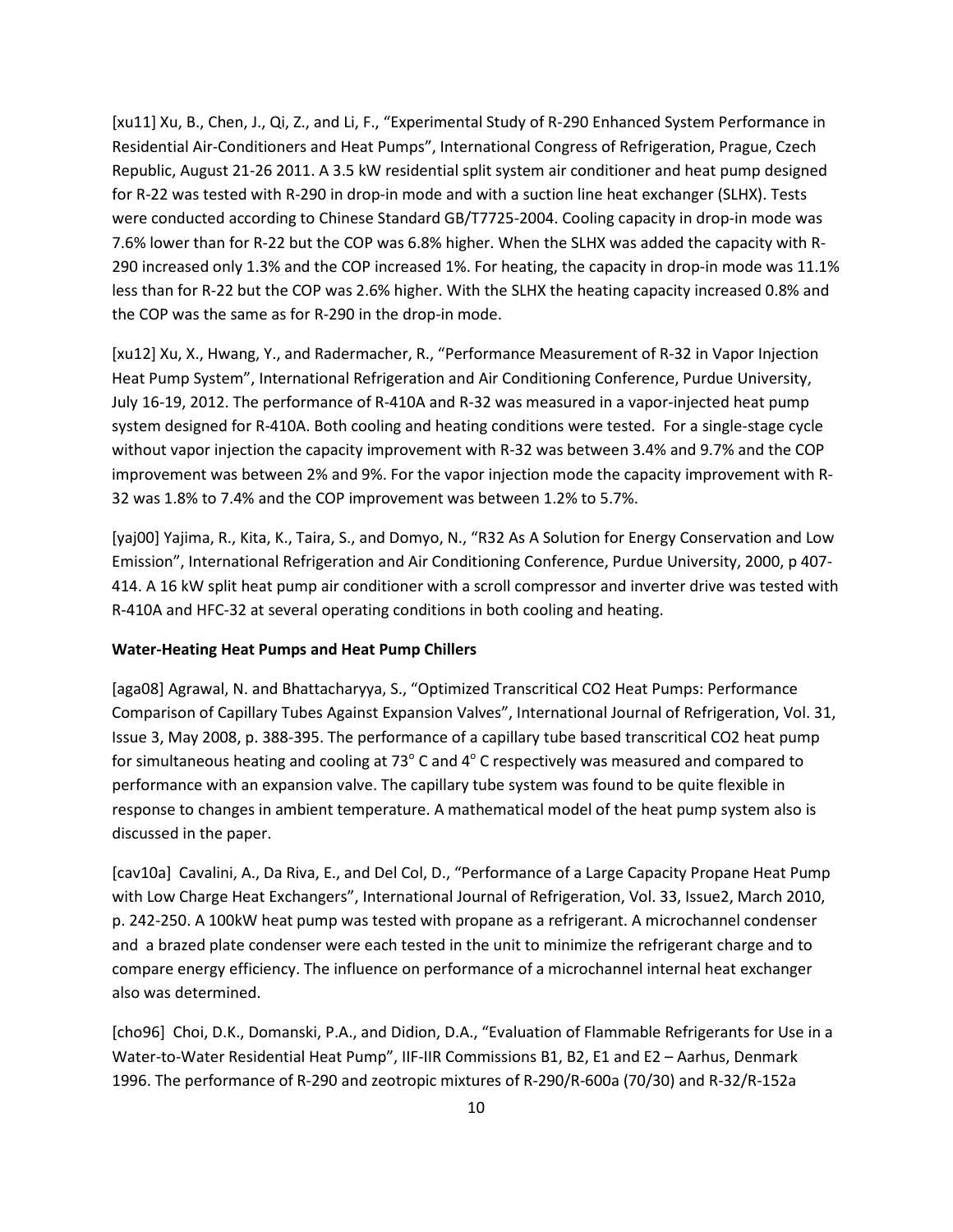[xu11] Xu, B., Chen, J., Qi, Z., and Li, F., "Experimental Study of R-290 Enhanced System Performance in Residential Air-Conditioners and Heat Pumps", International Congress of Refrigeration, Prague, Czech Republic, August 21-26 2011. A 3.5 kW residential split system air conditioner and heat pump designed for R-22 was tested with R-290 in drop-in mode and with a suction line heat exchanger (SLHX). Tests were conducted according to Chinese Standard GB/T7725-2004. Cooling capacity in drop-in mode was 7.6% lower than for R-22 but the COP was 6.8% higher. When the SLHX was added the capacity with R-290 increased only 1.3% and the COP increased 1%. For heating, the capacity in drop-in mode was 11.1% less than for R-22 but the COP was 2.6% higher. With the SLHX the heating capacity increased 0.8% and the COP was the same as for R-290 in the drop-in mode.

[xu12] Xu, X., Hwang, Y., and Radermacher, R., "Performance Measurement of R-32 in Vapor Injection Heat Pump System", International Refrigeration and Air Conditioning Conference, Purdue University, July 16-19, 2012. The performance of R-410A and R-32 was measured in a vapor-injected heat pump system designed for R-410A. Both cooling and heating conditions were tested. For a single-stage cycle without vapor injection the capacity improvement with R-32 was between 3.4% and 9.7% and the COP improvement was between 2% and 9%. For the vapor injection mode the capacity improvement with R-32 was 1.8% to 7.4% and the COP improvement was between 1.2% to 5.7%.

[yaj00] Yajima, R., Kita, K., Taira, S., and Domyo, N., "R32 As A Solution for Energy Conservation and Low Emission", International Refrigeration and Air Conditioning Conference, Purdue University, 2000, p 407-414. A 16 kW split heat pump air conditioner with a scroll compressor and inverter drive was tested with R-410A and HFC-32 at several operating conditions in both cooling and heating.

**Water-Heating Heat Pumps and Heat Pump Chillers**

[aga08] Agrawal, N. and Bhattacharyya, S., "Optimized Transcritical CO2 Heat Pumps: Performance Comparison of Capillary Tubes Against Expansion Valves", International Journal of Refrigeration, Vol. 31, Issue 3, May 2008, p. 388-395. The performance of a capillary tube based transcritical $CO_2$ heat pump for simultaneous heating and cooling at 73° C and 4° C respectively was measured and compared to performance with an expansion valve. The capillary tube system was found to be quite flexible in response to changes in ambient temperature. A mathematical model of the heat pump system also is discussed in the paper.

[cav10a] Cavalini, A., Da Riva, E., and Del Col, D., "Performance of a Large Capacity Propane Heat Pump with Low Charge Heat Exchangers", International Journal of Refrigeration, Vol. 33, Issue2, March 2010, p. 242-250. A 100kW heat pump was tested with propane as a refrigerant. A microchannel condenser and a brazed plate condenser were each tested in the unit to minimize the refrigerant charge and to compare energy efficiency. The influence on performance of a microchannel internal heat exchanger also was determined.

[cho96] Choi, D.K., Domanski, P.A., and Didion, D.A., "Evaluation of Flammable Refrigerants for Use in a Water-to-Water Residential Heat Pump", IIF-IIR Commissions B1, B2, E1 and E2 – Aarhus, Denmark 1996. The performance of R-290 and zeotropic mixtures of R-290/R-600a (70/30) and R-32/R-152a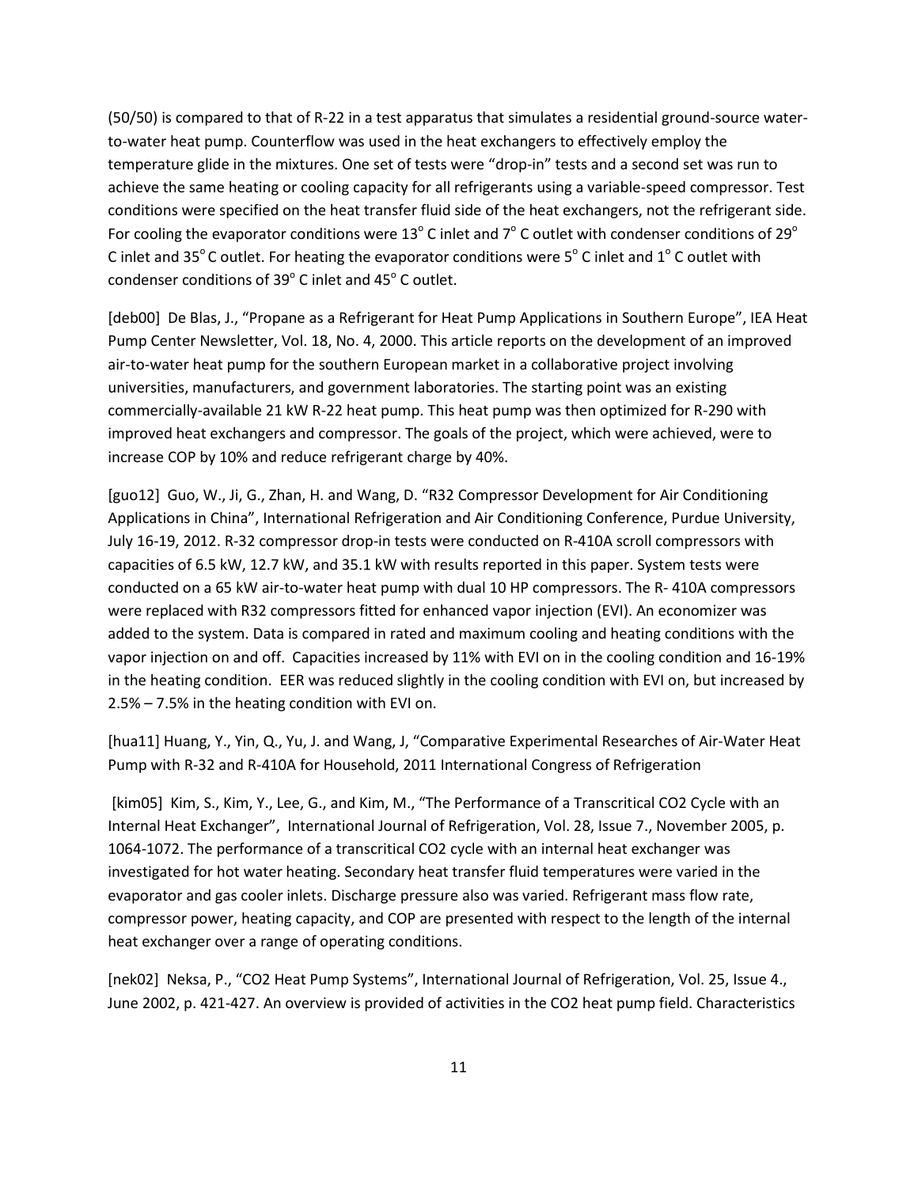(50/50) is compared to that of R-22 in a test apparatus that simulates a residential ground-source water-to-water heat pump. Counterflow was used in the heat exchangers to effectively employ the temperature glide in the mixtures. One set of tests were “drop-in” tests and a second set was run to achieve the same heating or cooling capacity for all refrigerants using a variable-speed compressor. Test conditions were specified on the heat transfer fluid side of the heat exchangers, not the refrigerant side. For cooling the evaporator conditions were $13^{o}$ C inlet and $7^{o}$ C outlet with condenser conditions of $29^{o}$ C inlet and $35^{o}$ C outlet. For heating the evaporator conditions were $5^{o}$ C inlet and $1^{o}$ C outlet with condenser conditions of $39^{o}$ C inlet and $45^{o}$ C outlet.

[deb00] De Blas, J., “Propane as a Refrigerant for Heat Pump Applications in Southern Europe”, IEA Heat Pump Center Newsletter, Vol. 18, No. 4, 2000. This article reports on the development of an improved air-to-water heat pump for the southern European market in a collaborative project involving universities, manufacturers, and government laboratories. The starting point was an existing commercially-available 21 kW R-22 heat pump. This heat pump was then optimized for R-290 with improved heat exchangers and compressor. The goals of the project, which were achieved, were to increase COP by 10% and reduce refrigerant charge by 40%.

[guo12] Guo, W., Ji, G., Zhan, H. and Wang, D. “R32 Compressor Development for Air Conditioning Applications in China”, International Refrigeration and Air Conditioning Conference, Purdue University, July 16-19, 2012. R-32 compressor drop-in tests were conducted on R-410A scroll compressors with capacities of 6.5 kW, 12.7 kW, and 35.1 kW with results reported in this paper. System tests were conducted on a 65 kW air-to-water heat pump with dual 10 HP compressors. The R- 410A compressors were replaced with R32 compressors fitted for enhanced vapor injection (EVI). An economizer was added to the system. Data is compared in rated and maximum cooling and heating conditions with the vapor injection on and off. Capacities increased by 11% with EVI on in the cooling condition and 16-19% in the heating condition. EER was reduced slightly in the cooling condition with EVI on, but increased by 2.5% – 7.5% in the heating condition with EVI on.

[hua11] Huang, Y., Yin, Q., Yu, J. and Wang, J, “Comparative Experimental Researches of Air-Water Heat Pump with R-32 and R-410A for Household, 2011 International Congress of Refrigeration

[kim05] Kim, S., Kim, Y., Lee, G., and Kim, M., “The Performance of a Transcritical CO2 Cycle with an Internal Heat Exchanger”, International Journal of Refrigeration, Vol. 28, Issue 7., November 2005, p. 1064-1072. The performance of a transcritical CO2 cycle with an internal heat exchanger was investigated for hot water heating. Secondary heat transfer fluid temperatures were varied in the evaporator and gas cooler inlets. Discharge pressure also was varied. Refrigerant mass flow rate, compressor power, heating capacity, and COP are presented with respect to the length of the internal heat exchanger over a range of operating conditions.

[nek02] Neksa, P., “CO2 Heat Pump Systems”, International Journal of Refrigeration, Vol. 25, Issue 4., June 2002, p. 421-427. An overview is provided of activities in the CO2 heat pump field. Characteristics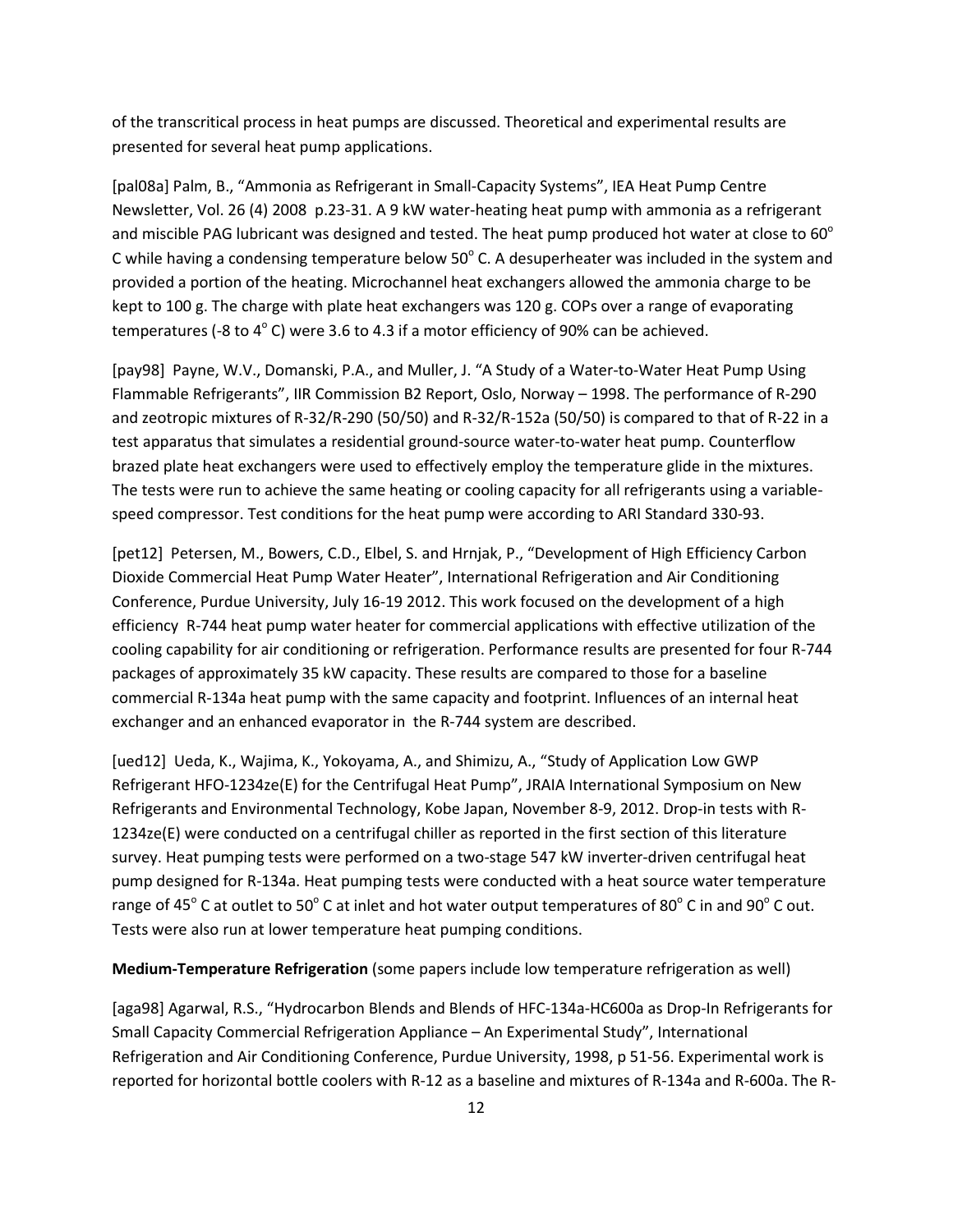of the transcritical process in heat pumps are discussed. Theoretical and experimental results are presented for several heat pump applications.

[pal08a] Palm, B., "Ammonia as Refrigerant in Small-Capacity Systems", IEA Heat Pump Centre Newsletter, Vol. 26 (4) 2008 p.23-31. A 9 kW water-heating heat pump with ammonia as a refrigerant and miscible PAG lubricant was designed and tested. The heat pump produced hot water at close to 60$^{o}$ C while having a condensing temperature below 50$^{o}$ C. A desuperheater was included in the system and provided a portion of the heating. Microchannel heat exchangers allowed the ammonia charge to be kept to 100 g. The charge with plate heat exchangers was 120 g. COPs over a range of evaporating temperatures (-8 to 4$^{o}$ C) were 3.6 to 4.3 if a motor efficiency of 90% can be achieved.

[pay98] Payne, W.V., Domanski, P.A., and Muller, J. "A Study of a Water-to-Water Heat Pump Using Flammable Refrigerants", IIR Commission B2 Report, Oslo, Norway – 1998. The performance of R-290 and zeotropic mixtures of R-32/R-290 (50/50) and R-32/R-152a (50/50) is compared to that of R-22 in a test apparatus that simulates a residential ground-source water-to-water heat pump. Counterflow brazed plate heat exchangers were used to effectively employ the temperature glide in the mixtures. The tests were run to achieve the same heating or cooling capacity for all refrigerants using a variable-speed compressor. Test conditions for the heat pump were according to ARI Standard 330-93.

[pet12] Petersen, M., Bowers, C.D., Elbel, S. and Hrnjak, P., "Development of High Efficiency Carbon Dioxide Commercial Heat Pump Water Heater", International Refrigeration and Air Conditioning Conference, Purdue University, July 16-19 2012. This work focused on the development of a high efficiency R-744 heat pump water heater for commercial applications with effective utilization of the cooling capability for air conditioning or refrigeration. Performance results are presented for four R-744 packages of approximately 35 kW capacity. These results are compared to those for a baseline commercial R-134a heat pump with the same capacity and footprint. Influences of an internal heat exchanger and an enhanced evaporator in the R-744 system are described.

[ued12] Ueda, K., Wajima, K., Yokoyama, A., and Shimizu, A., "Study of Application Low GWP Refrigerant HFO-1234ze(E) for the Centrifugal Heat Pump", JRAIA International Symposium on New Refrigerants and Environmental Technology, Kobe Japan, November 8-9, 2012. Drop-in tests with R-1234ze(E) were conducted on a centrifugal chiller as reported in the first section of this literature survey. Heat pumping tests were performed on a two-stage 547 kW inverter-driven centrifugal heat pump designed for R-134a. Heat pumping tests were conducted with a heat source water temperature range of 45$^{o}$ C at outlet to 50$^{o}$ C at inlet and hot water output temperatures of 80$^{o}$ C in and 90$^{o}$ C out. Tests were also run at lower temperature heat pumping conditions.

**Medium-Temperature Refrigeration** (some papers include low temperature refrigeration as well)

[aga98] Agarwal, R.S., "Hydrocarbon Blends and Blends of HFC-134a-HC600a as Drop-In Refrigerants for Small Capacity Commercial Refrigeration Appliance – An Experimental Study", International Refrigeration and Air Conditioning Conference, Purdue University, 1998, p 51-56. Experimental work is reported for horizontal bottle coolers with R-12 as a baseline and mixtures of R-134a and R-600a. The R-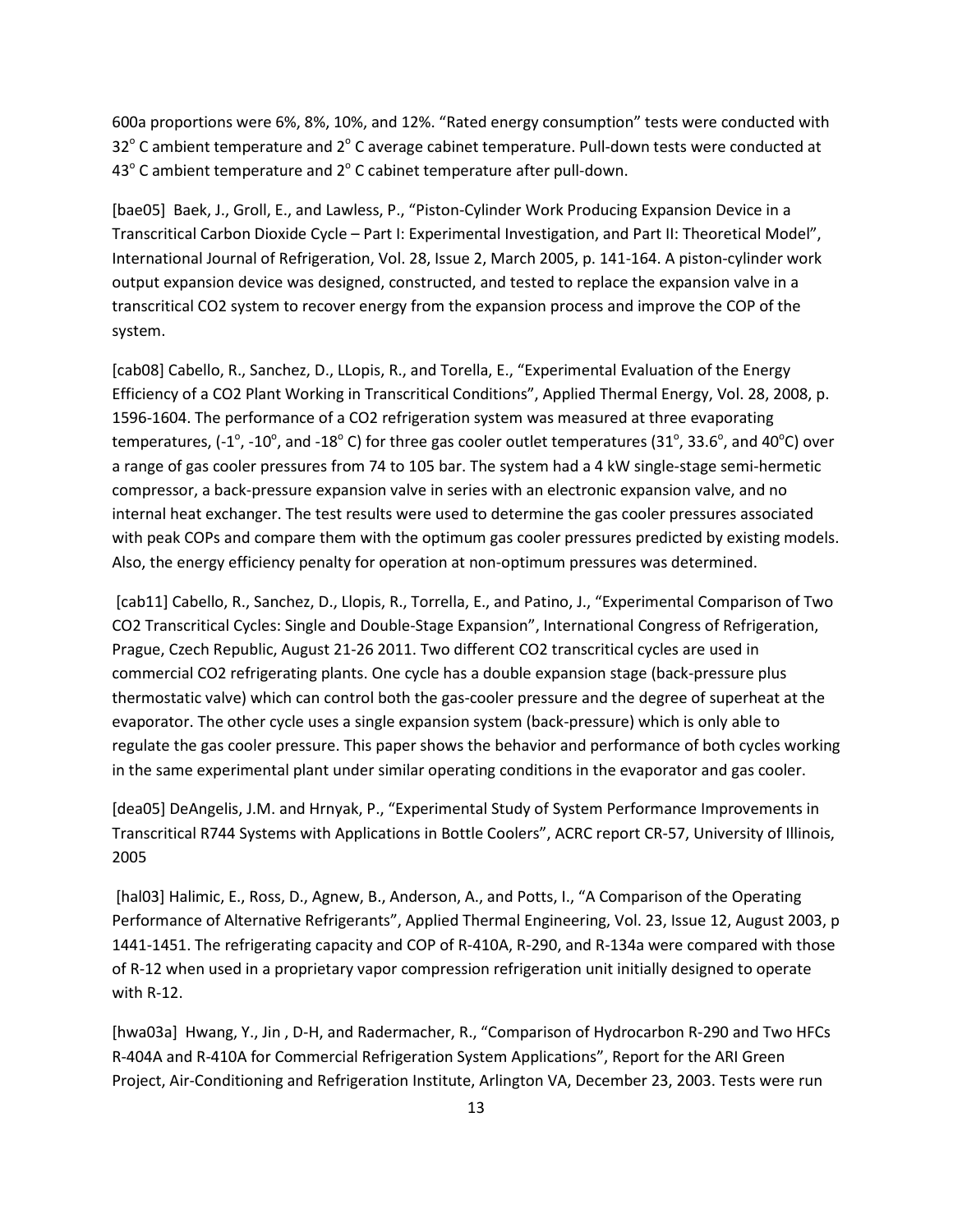600a proportions were 6%, 8%, 10%, and 12%. “Rated energy consumption” tests were conducted with 32° C ambient temperature and 2° C average cabinet temperature. Pull-down tests were conducted at 43° C ambient temperature and 2° C cabinet temperature after pull-down.

[bae05] Baek, J., Groll, E., and Lawless, P., “Piston-Cylinder Work Producing Expansion Device in a Transcritical Carbon Dioxide Cycle – Part I: Experimental Investigation, and Part II: Theoretical Model”, International Journal of Refrigeration, Vol. 28, Issue 2, March 2005, p. 141-164. A piston-cylinder work output expansion device was designed, constructed, and tested to replace the expansion valve in a transcritical CO2 system to recover energy from the expansion process and improve the COP of the system.

[cab08] Cabello, R., Sanchez, D., LLopis, R., and Torella, E., “Experimental Evaluation of the Energy Efficiency of a CO2 Plant Working in Transcritical Conditions”, Applied Thermal Energy, Vol. 28, 2008, p. 1596-1604. The performance of a CO2 refrigeration system was measured at three evaporating temperatures, (-1°, -10°, and -18° C) for three gas cooler outlet temperatures (31°, 33.6°, and 40°C) over a range of gas cooler pressures from 74 to 105 bar. The system had a 4 kW single-stage semi-hermetic compressor, a back-pressure expansion valve in series with an electronic expansion valve, and no internal heat exchanger. The test results were used to determine the gas cooler pressures associated with peak COPs and compare them with the optimum gas cooler pressures predicted by existing models. Also, the energy efficiency penalty for operation at non-optimum pressures was determined.

[cab11] Cabello, R., Sanchez, D., Llopis, R., Torrella, E., and Patino, J., “Experimental Comparison of Two CO2 Transcritical Cycles: Single and Double-Stage Expansion”, International Congress of Refrigeration, Prague, Czech Republic, August 21-26 2011. Two different CO2 transcritical cycles are used in commercial CO2 refrigerating plants. One cycle has a double expansion stage (back-pressure plus thermostatic valve) which can control both the gas-cooler pressure and the degree of superheat at the evaporator. The other cycle uses a single expansion system (back-pressure) which is only able to regulate the gas cooler pressure. This paper shows the behavior and performance of both cycles working in the same experimental plant under similar operating conditions in the evaporator and gas cooler.

[dea05] DeAngelis, J.M. and Hrnyak, P., “Experimental Study of System Performance Improvements in Transcritical R744 Systems with Applications in Bottle Coolers”, ACRC report CR-57, University of Illinois, 2005

[hal03] Halimic, E., Ross, D., Agnew, B., Anderson, A., and Potts, I., “A Comparison of the Operating Performance of Alternative Refrigerants”, Applied Thermal Engineering, Vol. 23, Issue 12, August 2003, p 1441-1451. The refrigerating capacity and COP of R-410A, R-290, and R-134a were compared with those of R-12 when used in a proprietary vapor compression refrigeration unit initially designed to operate with R-12.

[hwa03a] Hwang, Y., Jin , D-H, and Radermacher, R., “Comparison of Hydrocarbon R-290 and Two HFCs R-404A and R-410A for Commercial Refrigeration System Applications”, Report for the ARI Green Project, Air-Conditioning and Refrigeration Institute, Arlington VA, December 23, 2003. Tests were run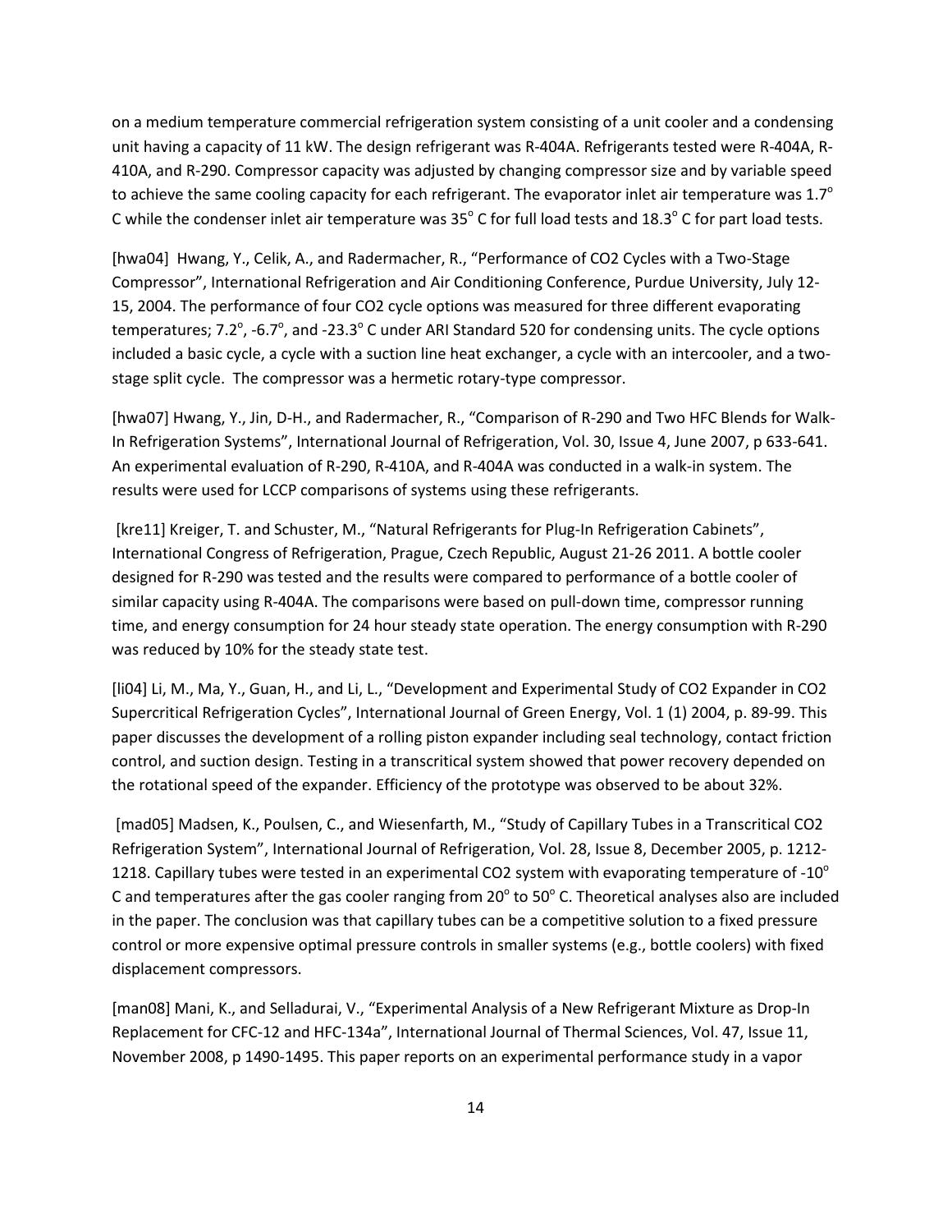on a medium temperature commercial refrigeration system consisting of a unit cooler and a condensing unit having a capacity of 11 kW. The design refrigerant was R-404A. Refrigerants tested were R-404A, R-410A, and R-290. Compressor capacity was adjusted by changing compressor size and by variable speed to achieve the same cooling capacity for each refrigerant. The evaporator inlet air temperature was 1.7° C while the condenser inlet air temperature was 35° C for full load tests and 18.3° C for part load tests.

[hwa04] Hwang, Y., Celik, A., and Radermacher, R., "Performance of CO2 Cycles with a Two-Stage Compressor", International Refrigeration and Air Conditioning Conference, Purdue University, July 12-15, 2004. The performance of four CO2 cycle options was measured for three different evaporating temperatures; 7.2°, -6.7°, and -23.3° C under ARI Standard 520 for condensing units. The cycle options included a basic cycle, a cycle with a suction line heat exchanger, a cycle with an intercooler, and a two-stage split cycle. The compressor was a hermetic rotary-type compressor.

[hwa07] Hwang, Y., Jin, D-H., and Radermacher, R., "Comparison of R-290 and Two HFC Blends for Walk-In Refrigeration Systems", International Journal of Refrigeration, Vol. 30, Issue 4, June 2007, p 633-641. An experimental evaluation of R-290, R-410A, and R-404A was conducted in a walk-in system. The results were used for LCCP comparisons of systems using these refrigerants.

[kre11] Kreiger, T. and Schuster, M., "Natural Refrigerants for Plug-In Refrigeration Cabinets", International Congress of Refrigeration, Prague, Czech Republic, August 21-26 2011. A bottle cooler designed for R-290 was tested and the results were compared to performance of a bottle cooler of similar capacity using R-404A. The comparisons were based on pull-down time, compressor running time, and energy consumption for 24 hour steady state operation. The energy consumption with R-290 was reduced by 10% for the steady state test.

[li04] Li, M., Ma, Y., Guan, H., and Li, L., "Development and Experimental Study of CO2 Expander in CO2 Supercritical Refrigeration Cycles", International Journal of Green Energy, Vol. 1 (1) 2004, p. 89-99. This paper discusses the development of a rolling piston expander including seal technology, contact friction control, and suction design. Testing in a transcritical system showed that power recovery depended on the rotational speed of the expander. Efficiency of the prototype was observed to be about 32%.

[mad05] Madsen, K., Poulsen, C., and Wiesenfarth, M., "Study of Capillary Tubes in a Transcritical CO2 Refrigeration System", International Journal of Refrigeration, Vol. 28, Issue 8, December 2005, p. 1212-1218. Capillary tubes were tested in an experimental CO2 system with evaporating temperature of -10° C and temperatures after the gas cooler ranging from 20° to 50° C. Theoretical analyses also are included in the paper. The conclusion was that capillary tubes can be a competitive solution to a fixed pressure control or more expensive optimal pressure controls in smaller systems (e.g., bottle coolers) with fixed displacement compressors.

[man08] Mani, K., and Selladurai, V., "Experimental Analysis of a New Refrigerant Mixture as Drop-In Replacement for CFC-12 and HFC-134a", International Journal of Thermal Sciences, Vol. 47, Issue 11, November 2008, p 1490-1495. This paper reports on an experimental performance study in a vapor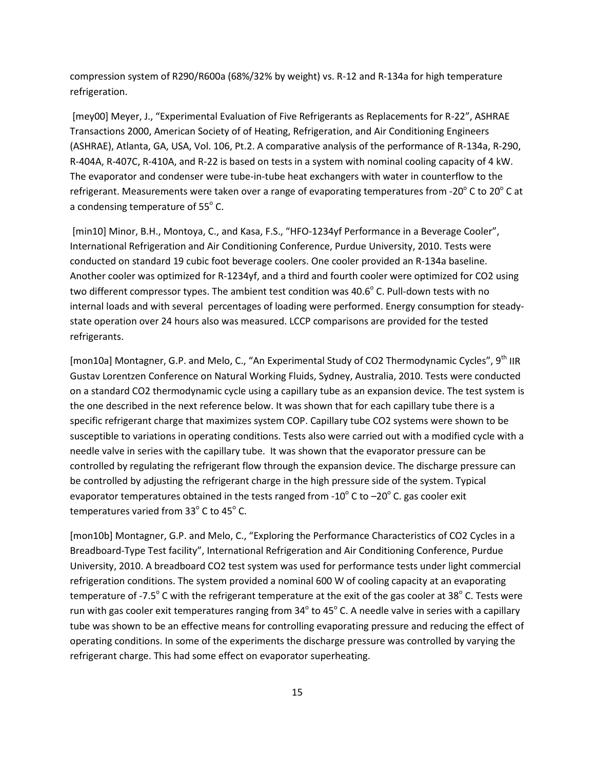compression system of R290/R600a (68%/32% by weight) vs. R-12 and R-134a for high temperature refrigeration.

[mey00] Meyer, J., "Experimental Evaluation of Five Refrigerants as Replacements for R-22", ASHRAE Transactions 2000, American Society of of Heating, Refrigeration, and Air Conditioning Engineers (ASHRAE), Atlanta, GA, USA, Vol. 106, Pt.2. A comparative analysis of the performance of R-134a, R-290, R-404A, R-407C, R-410A, and R-22 is based on tests in a system with nominal cooling capacity of 4 kW. The evaporator and condenser were tube-in-tube heat exchangers with water in counterflow to the refrigerant. Measurements were taken over a range of evaporating temperatures from -20° C to 20° C at a condensing temperature of 55° C.

[min10] Minor, B.H., Montoya, C., and Kasa, F.S., "HFO-1234yf Performance in a Beverage Cooler", International Refrigeration and Air Conditioning Conference, Purdue University, 2010. Tests were conducted on standard 19 cubic foot beverage coolers. One cooler provided an R-134a baseline. Another cooler was optimized for R-1234yf, and a third and fourth cooler were optimized for CO2 using two different compressor types. The ambient test condition was 40.6° C. Pull-down tests with no internal loads and with several percentages of loading were performed. Energy consumption for steady-state operation over 24 hours also was measured. LCCP comparisons are provided for the tested refrigerants.

[mon10a] Montagner, G.P. and Melo, C., "An Experimental Study of CO2 Thermodynamic Cycles", 9th IIR Gustav Lorentzen Conference on Natural Working Fluids, Sydney, Australia, 2010. Tests were conducted on a standard CO2 thermodynamic cycle using a capillary tube as an expansion device. The test system is the one described in the next reference below. It was shown that for each capillary tube there is a specific refrigerant charge that maximizes system COP. Capillary tube CO2 systems were shown to be susceptible to variations in operating conditions. Tests also were carried out with a modified cycle with a needle valve in series with the capillary tube. It was shown that the evaporator pressure can be controlled by regulating the refrigerant flow through the expansion device. The discharge pressure can be controlled by adjusting the refrigerant charge in the high pressure side of the system. Typical evaporator temperatures obtained in the tests ranged from -10° C to –20° C. gas cooler exit temperatures varied from 33° C to 45° C.

[mon10b] Montagner, G.P. and Melo, C., "Exploring the Performance Characteristics of CO2 Cycles in a Breadboard-Type Test facility", International Refrigeration and Air Conditioning Conference, Purdue University, 2010. A breadboard CO2 test system was used for performance tests under light commercial refrigeration conditions. The system provided a nominal 600 W of cooling capacity at an evaporating temperature of -7.5° C with the refrigerant temperature at the exit of the gas cooler at 38° C. Tests were run with gas cooler exit temperatures ranging from 34° to 45° C. A needle valve in series with a capillary tube was shown to be an effective means for controlling evaporating pressure and reducing the effect of operating conditions. In some of the experiments the discharge pressure was controlled by varying the refrigerant charge. This had some effect on evaporator superheating.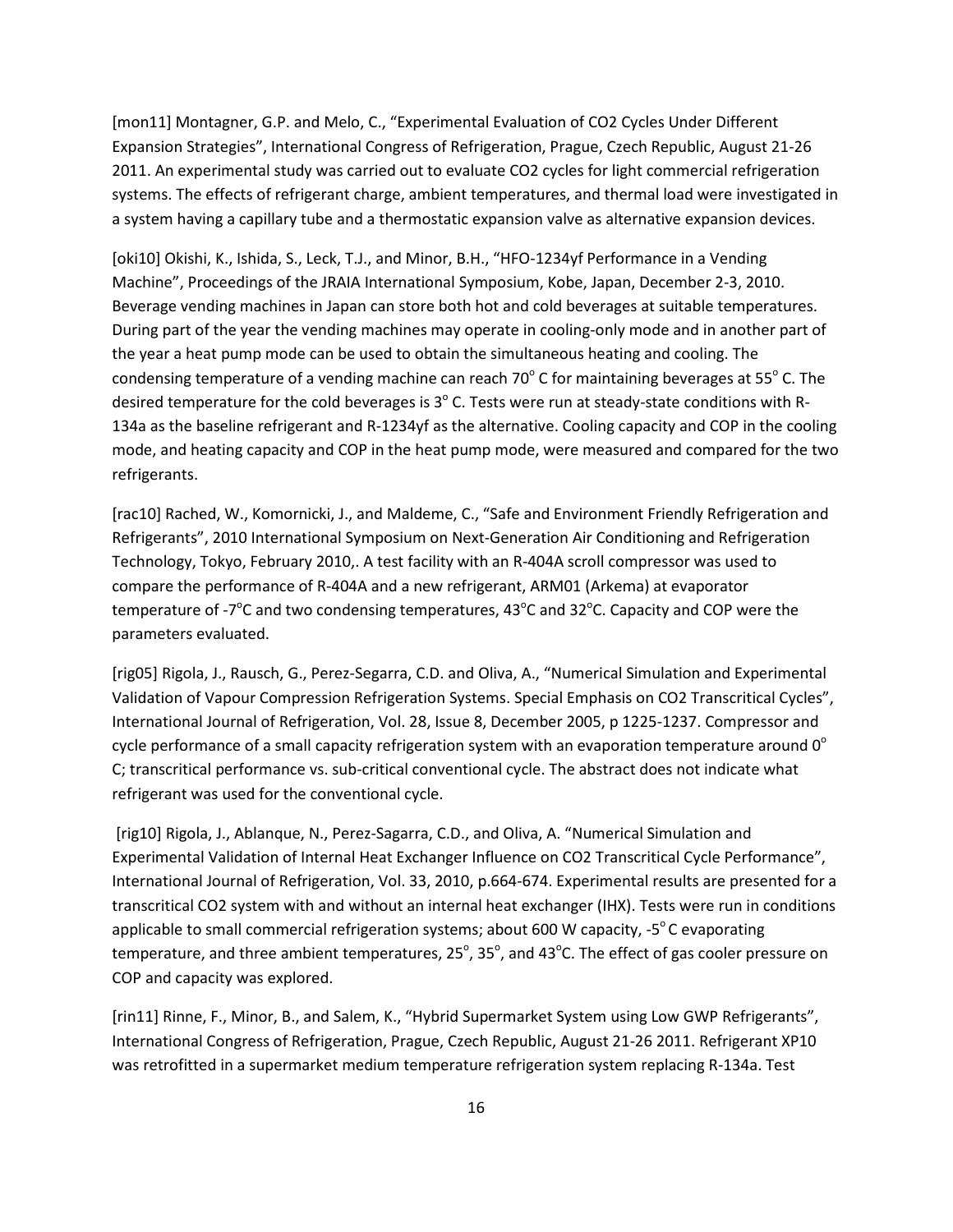[mon11] Montagner, G.P. and Melo, C., "Experimental Evaluation of $CO_2$ Cycles Under Different Expansion Strategies", International Congress of Refrigeration, Prague, Czech Republic, August 21-26 2011. An experimental study was carried out to evaluate $CO_2$ cycles for light commercial refrigeration systems. The effects of refrigerant charge, ambient temperatures, and thermal load were investigated in a system having a capillary tube and a thermostatic expansion valve as alternative expansion devices.

[oki10] Okishi, K., Ishida, S., Leck, T.J., and Minor, B.H., "HFO-1234yf Performance in a Vending Machine", Proceedings of the JRAIA International Symposium, Kobe, Japan, December 2-3, 2010. Beverage vending machines in Japan can store both hot and cold beverages at suitable temperatures. During part of the year the vending machines may operate in cooling-only mode and in another part of the year a heat pump mode can be used to obtain the simultaneous heating and cooling. The condensing temperature of a vending machine can reach 70° C for maintaining beverages at 55° C. The desired temperature for the cold beverages is 3° C. Tests were run at steady-state conditions with R-134a as the baseline refrigerant and R-1234yf as the alternative. Cooling capacity and COP in the cooling mode, and heating capacity and COP in the heat pump mode, were measured and compared for the two refrigerants.

[rac10] Rached, W., Komornicki, J., and Maldeme, C., "Safe and Environment Friendly Refrigeration and Refrigerants", 2010 International Symposium on Next-Generation Air Conditioning and Refrigeration Technology, Tokyo, February 2010,. A test facility with an R-404A scroll compressor was used to compare the performance of R-404A and a new refrigerant, ARM01 (Arkema) at evaporator temperature of -7°C and two condensing temperatures, 43°C and 32°C. Capacity and COP were the parameters evaluated.

[rig05] Rigola, J., Rausch, G., Perez-Segarra, C.D. and Oliva, A., "Numerical Simulation and Experimental Validation of Vapour Compression Refrigeration Systems. Special Emphasis on $CO_2$ Transcritical Cycles", International Journal of Refrigeration, Vol. 28, Issue 8, December 2005, p 1225-1237. Compressor and cycle performance of a small capacity refrigeration system with an evaporation temperature around 0° C; transcritical performance vs. sub-critical conventional cycle. The abstract does not indicate what refrigerant was used for the conventional cycle.

[rig10] Rigola, J., Ablanque, N., Perez-Sagarra, C.D., and Oliva, A. "Numerical Simulation and Experimental Validation of Internal Heat Exchanger Influence on $CO_2$ Transcritical Cycle Performance", International Journal of Refrigeration, Vol. 33, 2010, p.664-674. Experimental results are presented for a transcritical $CO_2$ system with and without an internal heat exchanger (IHX). Tests were run in conditions applicable to small commercial refrigeration systems; about 600 W capacity, -5° C evaporating temperature, and three ambient temperatures, 25°, 35°, and 43°C. The effect of gas cooler pressure on COP and capacity was explored.

[rin11] Rinne, F., Minor, B., and Salem, K., "Hybrid Supermarket System using Low GWP Refrigerants", International Congress of Refrigeration, Prague, Czech Republic, August 21-26 2011. Refrigerant XP10 was retrofitted in a supermarket medium temperature refrigeration system replacing R-134a. Test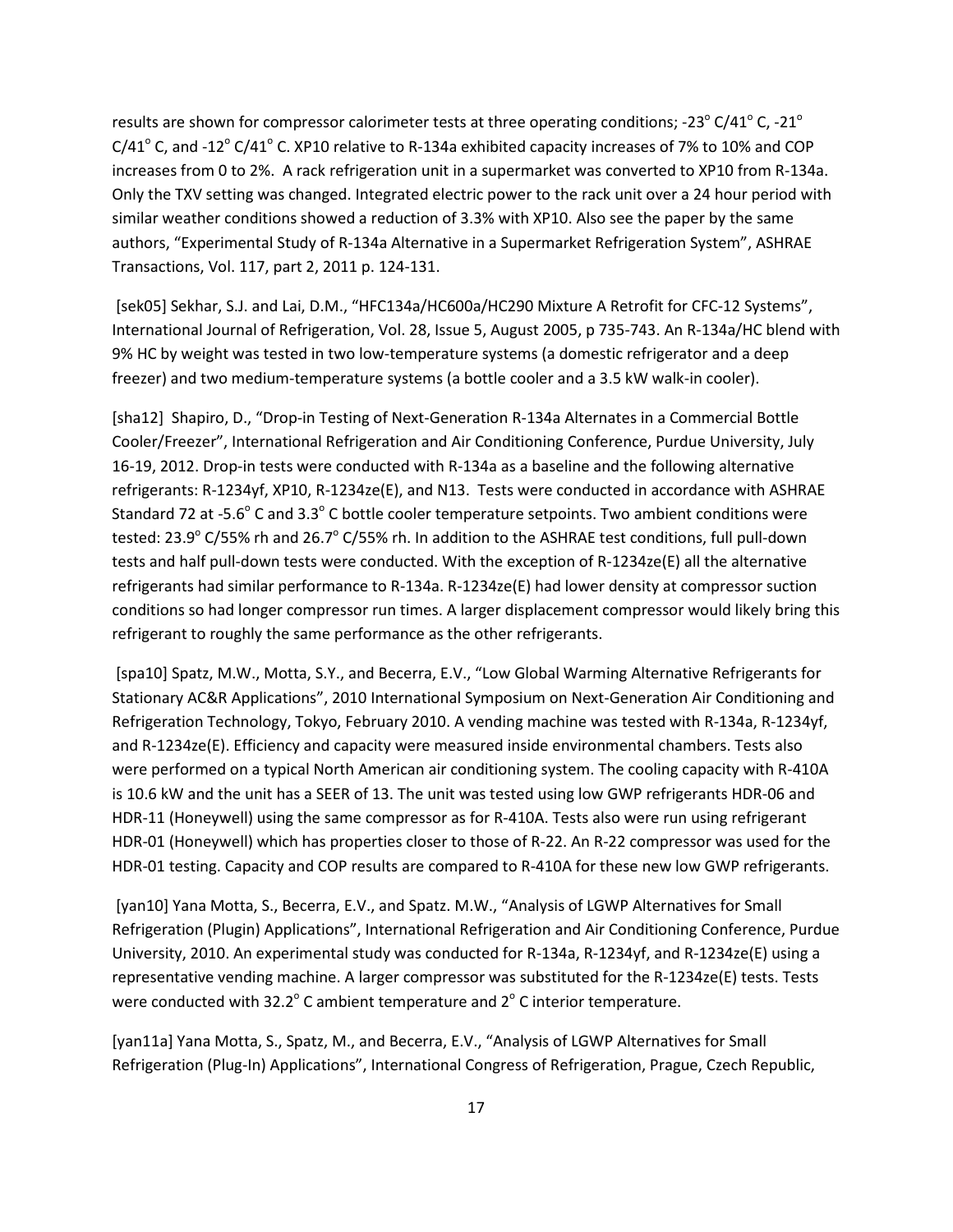results are shown for compressor calorimeter tests at three operating conditions; -23° C/41° C, -21° C/41° C, and -12° C/41° C. XP10 relative to R-134a exhibited capacity increases of 7% to 10% and COP increases from 0 to 2%. A rack refrigeration unit in a supermarket was converted to XP10 from R-134a. Only the TXV setting was changed. Integrated electric power to the rack unit over a 24 hour period with similar weather conditions showed a reduction of 3.3% with XP10. Also see the paper by the same authors, "Experimental Study of R-134a Alternative in a Supermarket Refrigeration System", ASHRAE Transactions, Vol. 117, part 2, 2011 p. 124-131.

[sek05] Sekhar, S.J. and Lai, D.M., "HFC134a/HC600a/HC290 Mixture A Retrofit for CFC-12 Systems", International Journal of Refrigeration, Vol. 28, Issue 5, August 2005, p 735-743. An R-134a/HC blend with 9% HC by weight was tested in two low-temperature systems (a domestic refrigerator and a deep freezer) and two medium-temperature systems (a bottle cooler and a 3.5 kW walk-in cooler).

[sha12] Shapiro, D., "Drop-in Testing of Next-Generation R-134a Alternates in a Commercial Bottle Cooler/Freezer", International Refrigeration and Air Conditioning Conference, Purdue University, July 16-19, 2012. Drop-in tests were conducted with R-134a as a baseline and the following alternative refrigerants: R-1234yf, XP10, R-1234ze(E), and N13. Tests were conducted in accordance with ASHRAE Standard 72 at -5.6° C and 3.3° C bottle cooler temperature setpoints. Two ambient conditions were tested: 23.9° C/55% rh and 26.7° C/55% rh. In addition to the ASHRAE test conditions, full pull-down tests and half pull-down tests were conducted. With the exception of R-1234ze(E) all the alternative refrigerants had similar performance to R-134a. R-1234ze(E) had lower density at compressor suction conditions so had longer compressor run times. A larger displacement compressor would likely bring this refrigerant to roughly the same performance as the other refrigerants.

[spa10] Spatz, M.W., Motta, S.Y., and Becerra, E.V., "Low Global Warming Alternative Refrigerants for Stationary AC&R Applications", 2010 International Symposium on Next-Generation Air Conditioning and Refrigeration Technology, Tokyo, February 2010. A vending machine was tested with R-134a, R-1234yf, and R-1234ze(E). Efficiency and capacity were measured inside environmental chambers. Tests also were performed on a typical North American air conditioning system. The cooling capacity with R-410A is 10.6 kW and the unit has a SEER of 13. The unit was tested using low GWP refrigerants HDR-06 and HDR-11 (Honeywell) using the same compressor as for R-410A. Tests also were run using refrigerant HDR-01 (Honeywell) which has properties closer to those of R-22. An R-22 compressor was used for the HDR-01 testing. Capacity and COP results are compared to R-410A for these new low GWP refrigerants.

[yan10] Yana Motta, S., Becerra, E.V., and Spatz. M.W., "Analysis of LGWP Alternatives for Small Refrigeration (Plugin) Applications", International Refrigeration and Air Conditioning Conference, Purdue University, 2010. An experimental study was conducted for R-134a, R-1234yf, and R-1234ze(E) using a representative vending machine. A larger compressor was substituted for the R-1234ze(E) tests. Tests were conducted with 32.2° C ambient temperature and 2° C interior temperature.

[yan11a] Yana Motta, S., Spatz, M., and Becerra, E.V., "Analysis of LGWP Alternatives for Small Refrigeration (Plug-In) Applications", International Congress of Refrigeration, Prague, Czech Republic,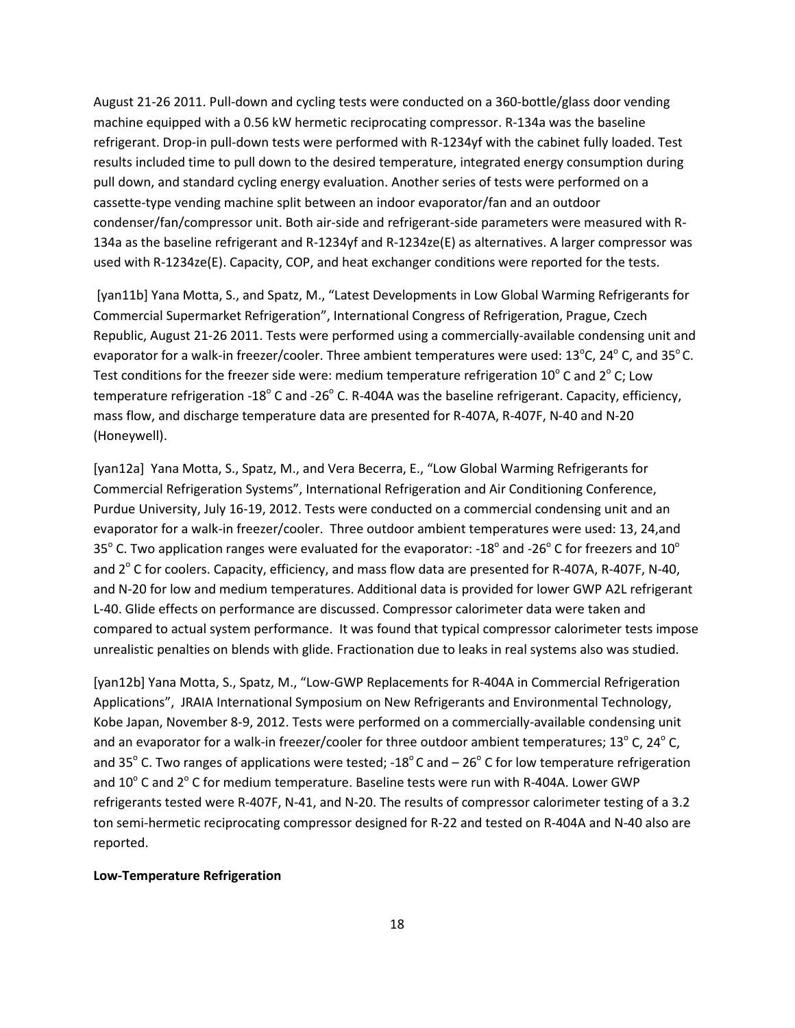August 21-26 2011. Pull-down and cycling tests were conducted on a 360-bottle/glass door vending machine equipped with a 0.56 kW hermetic reciprocating compressor. R-134a was the baseline refrigerant. Drop-in pull-down tests were performed with R-1234yf with the cabinet fully loaded. Test results included time to pull down to the desired temperature, integrated energy consumption during pull down, and standard cycling energy evaluation. Another series of tests were performed on a cassette-type vending machine split between an indoor evaporator/fan and an outdoor condenser/fan/compressor unit. Both air-side and refrigerant-side parameters were measured with R-134a as the baseline refrigerant and R-1234yf and R-1234ze(E) as alternatives. A larger compressor was used with R-1234ze(E). Capacity, COP, and heat exchanger conditions were reported for the tests.

[yan11b] Yana Motta, S., and Spatz, M., "Latest Developments in Low Global Warming Refrigerants for Commercial Supermarket Refrigeration", International Congress of Refrigeration, Prague, Czech Republic, August 21-26 2011. Tests were performed using a commercially-available condensing unit and evaporator for a walk-in freezer/cooler. Three ambient temperatures were used: 13°C, 24° C, and 35° C. Test conditions for the freezer side were: medium temperature refrigeration 10° C and 2° C; Low temperature refrigeration -18° C and -26° C. R-404A was the baseline refrigerant. Capacity, efficiency, mass flow, and discharge temperature data are presented for R-407A, R-407F, N-40 and N-20 (Honeywell).

[yan12a] Yana Motta, S., Spatz, M., and Vera Becerra, E., "Low Global Warming Refrigerants for Commercial Refrigeration Systems", International Refrigeration and Air Conditioning Conference, Purdue University, July 16-19, 2012. Tests were conducted on a commercial condensing unit and an evaporator for a walk-in freezer/cooler. Three outdoor ambient temperatures were used: 13, 24,and 35° C. Two application ranges were evaluated for the evaporator: -18° and -26° C for freezers and 10° and 2° C for coolers. Capacity, efficiency, and mass flow data are presented for R-407A, R-407F, N-40, and N-20 for low and medium temperatures. Additional data is provided for lower GWP A2L refrigerant L-40. Glide effects on performance are discussed. Compressor calorimeter data were taken and compared to actual system performance. It was found that typical compressor calorimeter tests impose unrealistic penalties on blends with glide. Fractionation due to leaks in real systems also was studied.

[yan12b] Yana Motta, S., Spatz, M., "Low-GWP Replacements for R-404A in Commercial Refrigeration Applications", JRAIA International Symposium on New Refrigerants and Environmental Technology, Kobe Japan, November 8-9, 2012. Tests were performed on a commercially-available condensing unit and an evaporator for a walk-in freezer/cooler for three outdoor ambient temperatures; 13° C, 24° C, and 35° C. Two ranges of applications were tested; -18° C and – 26° C for low temperature refrigeration and 10° C and 2° C for medium temperature. Baseline tests were run with R-404A. Lower GWP refrigerants tested were R-407F, N-41, and N-20. The results of compressor calorimeter testing of a 3.2 ton semi-hermetic reciprocating compressor designed for R-22 and tested on R-404A and N-40 also are reported.

**Low-Temperature Refrigeration**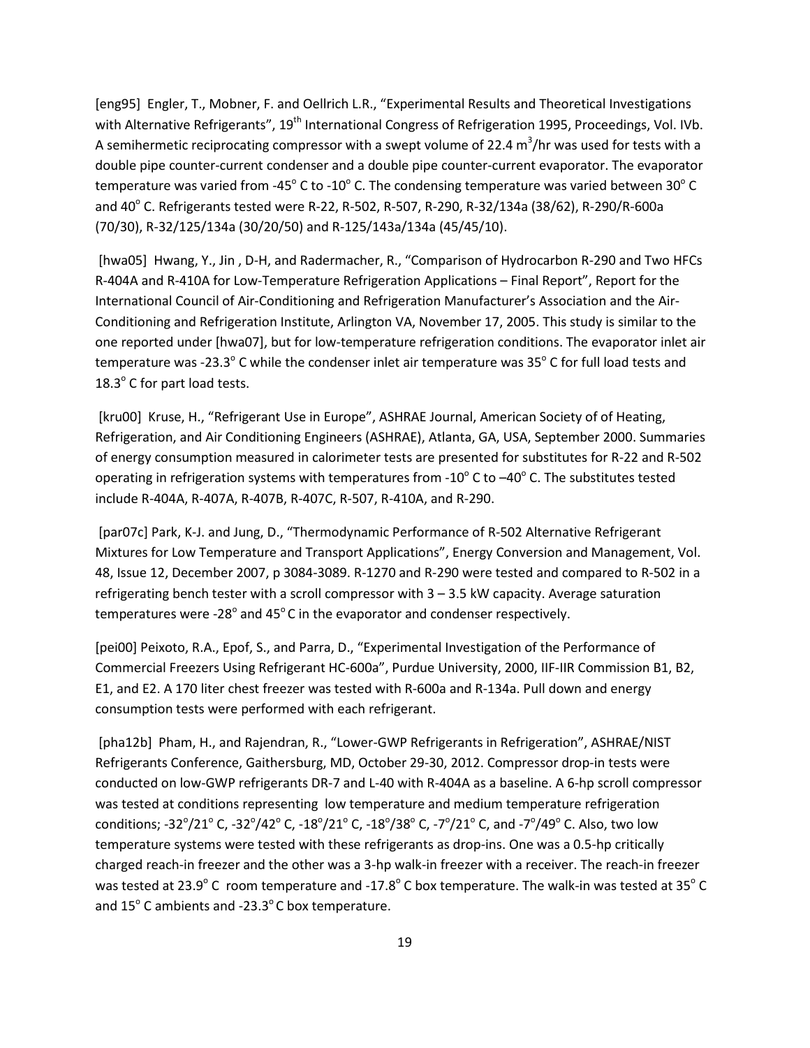[eng95] Engler, T., Mobner, F. and Oellrich L.R., "Experimental Results and Theoretical Investigations with Alternative Refrigerants", 19th International Congress of Refrigeration 1995, Proceedings, Vol. IVb. A semihermetic reciprocating compressor with a swept volume of 22.4 $m^3$/hr was used for tests with a double pipe counter-current condenser and a double pipe counter-current evaporator. The evaporator temperature was varied from -45° C to -10° C. The condensing temperature was varied between 30° C and 40° C. Refrigerants tested were R-22, R-502, R-507, R-290, R-32/134a (38/62), R-290/R-600a (70/30), R-32/125/134a (30/20/50) and R-125/143a/134a (45/45/10).

[hwa05] Hwang, Y., Jin , D-H, and Radermacher, R., "Comparison of Hydrocarbon R-290 and Two HFCs R-404A and R-410A for Low-Temperature Refrigeration Applications – Final Report", Report for the International Council of Air-Conditioning and Refrigeration Manufacturer's Association and the Air-Conditioning and Refrigeration Institute, Arlington VA, November 17, 2005. This study is similar to the one reported under [hwa07], but for low-temperature refrigeration conditions. The evaporator inlet air temperature was -23.3° C while the condenser inlet air temperature was 35° C for full load tests and 18.3° C for part load tests.

[kru00] Kruse, H., "Refrigerant Use in Europe", ASHRAE Journal, American Society of of Heating, Refrigeration, and Air Conditioning Engineers (ASHRAE), Atlanta, GA, USA, September 2000. Summaries of energy consumption measured in calorimeter tests are presented for substitutes for R-22 and R-502 operating in refrigeration systems with temperatures from -10° C to –40° C. The substitutes tested include R-404A, R-407A, R-407B, R-407C, R-507, R-410A, and R-290.

[par07c] Park, K-J. and Jung, D., "Thermodynamic Performance of R-502 Alternative Refrigerant Mixtures for Low Temperature and Transport Applications", Energy Conversion and Management, Vol. 48, Issue 12, December 2007, p 3084-3089. R-1270 and R-290 were tested and compared to R-502 in a refrigerating bench tester with a scroll compressor with 3 – 3.5 kW capacity. Average saturation temperatures were -28° and 45° C in the evaporator and condenser respectively.

[pei00] Peixoto, R.A., Epof, S., and Parra, D., "Experimental Investigation of the Performance of Commercial Freezers Using Refrigerant HC-600a", Purdue University, 2000, IIF-IIR Commission B1, B2, E1, and E2. A 170 liter chest freezer was tested with R-600a and R-134a. Pull down and energy consumption tests were performed with each refrigerant.

[pha12b] Pham, H., and Rajendran, R., "Lower-GWP Refrigerants in Refrigeration", ASHRAE/NIST Refrigerants Conference, Gaithersburg, MD, October 29-30, 2012. Compressor drop-in tests were conducted on low-GWP refrigerants DR-7 and L-40 with R-404A as a baseline. A 6-hp scroll compressor was tested at conditions representing low temperature and medium temperature refrigeration conditions; -32°/21° C, -32°/42° C, -18°/21° C, -18°/38° C, -7°/21° C, and -7°/49° C. Also, two low temperature systems were tested with these refrigerants as drop-ins. One was a 0.5-hp critically charged reach-in freezer and the other was a 3-hp walk-in freezer with a receiver. The reach-in freezer was tested at 23.9° C room temperature and -17.8° C box temperature. The walk-in was tested at 35° C and 15° C ambients and -23.3° C box temperature.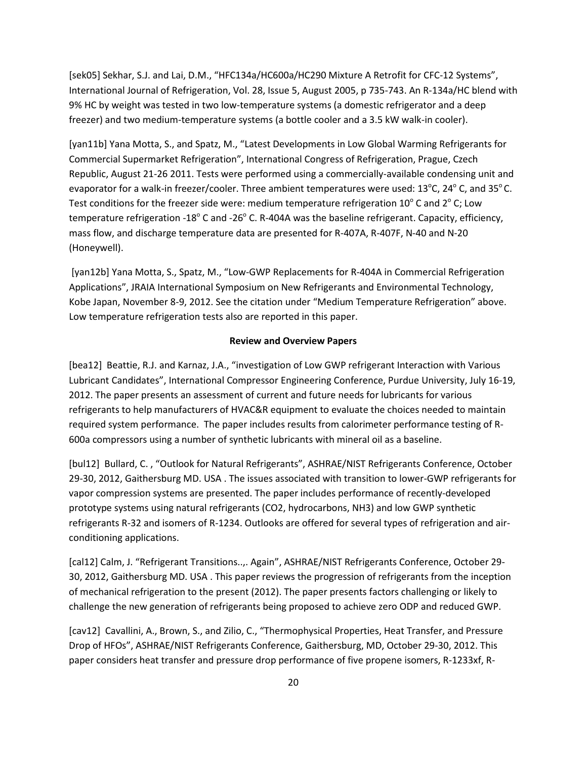[sek05] Sekhar, S.J. and Lai, D.M., “HFC134a/HC600a/HC290 Mixture A Retrofit for CFC-12 Systems”, International Journal of Refrigeration, Vol. 28, Issue 5, August 2005, p 735-743. An R-134a/HC blend with 9% HC by weight was tested in two low-temperature systems (a domestic refrigerator and a deep freezer) and two medium-temperature systems (a bottle cooler and a 3.5 kW walk-in cooler).

[yan11b] Yana Motta, S., and Spatz, M., “Latest Developments in Low Global Warming Refrigerants for Commercial Supermarket Refrigeration”, International Congress of Refrigeration, Prague, Czech Republic, August 21-26 2011. Tests were performed using a commercially-available condensing unit and evaporator for a walk-in freezer/cooler. Three ambient temperatures were used: 13°C, 24° C, and 35° C. Test conditions for the freezer side were: medium temperature refrigeration 10° C and 2° C; Low temperature refrigeration -18° C and -26° C. R-404A was the baseline refrigerant. Capacity, efficiency, mass flow, and discharge temperature data are presented for R-407A, R-407F, N-40 and N-20 (Honeywell).

[yan12b] Yana Motta, S., Spatz, M., “Low-GWP Replacements for R-404A in Commercial Refrigeration Applications”, JRAIA International Symposium on New Refrigerants and Environmental Technology, Kobe Japan, November 8-9, 2012. See the citation under “Medium Temperature Refrigeration” above. Low temperature refrigeration tests also are reported in this paper.

**Review and Overview Papers**

[bea12] Beattie, R.J. and Karnaz, J.A., “investigation of Low GWP refrigerant Interaction with Various Lubricant Candidates”, International Compressor Engineering Conference, Purdue University, July 16-19, 2012. The paper presents an assessment of current and future needs for lubricants for various refrigerants to help manufacturers of HVAC&R equipment to evaluate the choices needed to maintain required system performance. The paper includes results from calorimeter performance testing of R-600a compressors using a number of synthetic lubricants with mineral oil as a baseline.

[bul12] Bullard, C. , “Outlook for Natural Refrigerants”, ASHRAE/NIST Refrigerants Conference, October 29-30, 2012, Gaithersburg MD. USA . The issues associated with transition to lower-GWP refrigerants for vapor compression systems are presented. The paper includes performance of recently-developed prototype systems using natural refrigerants (CO2, hydrocarbons, NH3) and low GWP synthetic refrigerants R-32 and isomers of R-1234. Outlooks are offered for several types of refrigeration and air-conditioning applications.

[cal12] Calm, J. “Refrigerant Transitions..,. Again”, ASHRAE/NIST Refrigerants Conference, October 29-30, 2012, Gaithersburg MD. USA . This paper reviews the progression of refrigerants from the inception of mechanical refrigeration to the present (2012). The paper presents factors challenging or likely to challenge the new generation of refrigerants being proposed to achieve zero ODP and reduced GWP.

[cav12] Cavallini, A., Brown, S., and Zilio, C., “Thermophysical Properties, Heat Transfer, and Pressure Drop of HFOs”, ASHRAE/NIST Refrigerants Conference, Gaithersburg, MD, October 29-30, 2012. This paper considers heat transfer and pressure drop performance of five propene isomers, R-1233xf, R-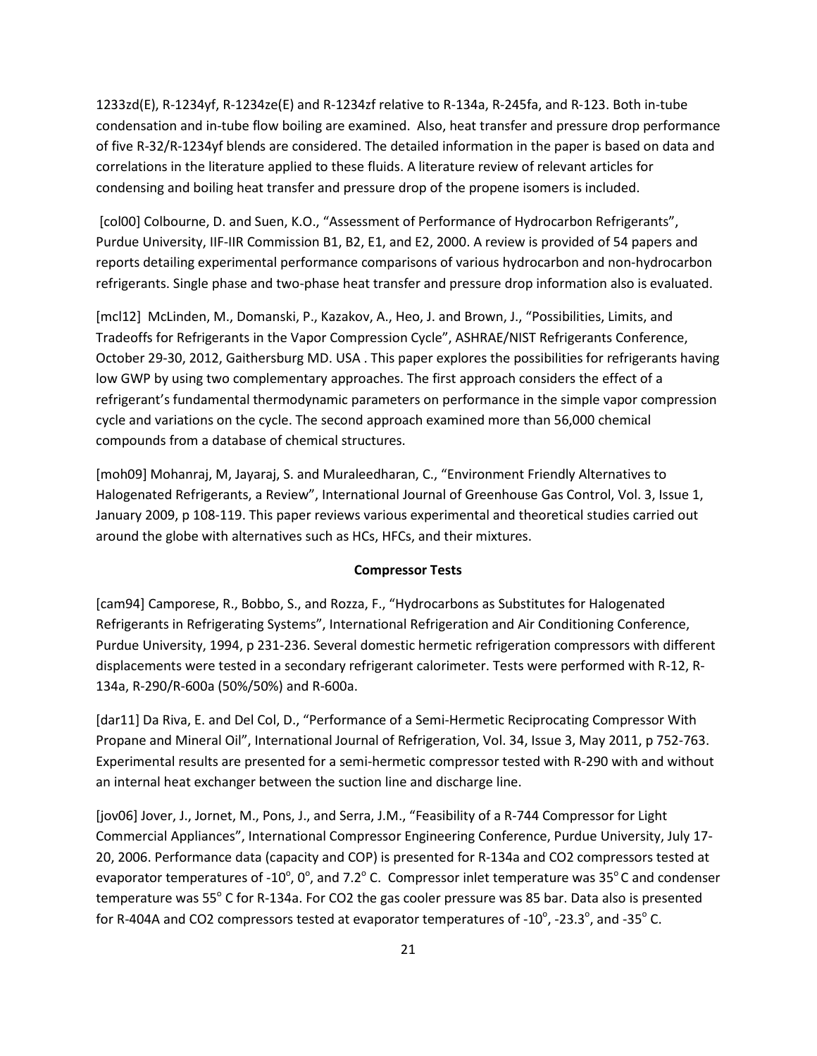1233zd(E), R-1234yf, R-1234ze(E) and R-1234zf relative to R-134a, R-245fa, and R-123. Both in-tube condensation and in-tube flow boiling are examined. Also, heat transfer and pressure drop performance of five R-32/R-1234yf blends are considered. The detailed information in the paper is based on data and correlations in the literature applied to these fluids. A literature review of relevant articles for condensing and boiling heat transfer and pressure drop of the propene isomers is included.

[col00] Colbourne, D. and Suen, K.O., "Assessment of Performance of Hydrocarbon Refrigerants", Purdue University, IIF-IIR Commission B1, B2, E1, and E2, 2000. A review is provided of 54 papers and reports detailing experimental performance comparisons of various hydrocarbon and non-hydrocarbon refrigerants. Single phase and two-phase heat transfer and pressure drop information also is evaluated.

[mcl12] McLinden, M., Domanski, P., Kazakov, A., Heo, J. and Brown, J., "Possibilities, Limits, and Tradeoffs for Refrigerants in the Vapor Compression Cycle", ASHRAE/NIST Refrigerants Conference, October 29-30, 2012, Gaithersburg MD. USA . This paper explores the possibilities for refrigerants having low GWP by using two complementary approaches. The first approach considers the effect of a refrigerant's fundamental thermodynamic parameters on performance in the simple vapor compression cycle and variations on the cycle. The second approach examined more than 56,000 chemical compounds from a database of chemical structures.

[moh09] Mohanraj, M, Jayaraj, S. and Muraleedharan, C., "Environment Friendly Alternatives to Halogenated Refrigerants, a Review", International Journal of Greenhouse Gas Control, Vol. 3, Issue 1, January 2009, p 108-119. This paper reviews various experimental and theoretical studies carried out around the globe with alternatives such as HCs, HFCs, and their mixtures.

**Compressor Tests**

[cam94] Camporese, R., Bobbo, S., and Rozza, F., "Hydrocarbons as Substitutes for Halogenated Refrigerants in Refrigerating Systems", International Refrigeration and Air Conditioning Conference, Purdue University, 1994, p 231-236. Several domestic hermetic refrigeration compressors with different displacements were tested in a secondary refrigerant calorimeter. Tests were performed with R-12, R-134a, R-290/R-600a (50%/50%) and R-600a.

[dar11] Da Riva, E. and Del Col, D., "Performance of a Semi-Hermetic Reciprocating Compressor With Propane and Mineral Oil", International Journal of Refrigeration, Vol. 34, Issue 3, May 2011, p 752-763. Experimental results are presented for a semi-hermetic compressor tested with R-290 with and without an internal heat exchanger between the suction line and discharge line.

[jov06] Jover, J., Jornet, M., Pons, J., and Serra, J.M., "Feasibility of a R-744 Compressor for Light Commercial Appliances", International Compressor Engineering Conference, Purdue University, July 17-20, 2006. Performance data (capacity and COP) is presented for R-134a and $CO_2$ compressors tested at evaporator temperatures of -10°, 0°, and 7.2° C. Compressor inlet temperature was 35° C and condenser temperature was 55° C for R-134a. For $CO_2$ the gas cooler pressure was 85 bar. Data also is presented for R-404A and $CO_2$ compressors tested at evaporator temperatures of -10°, -23.3°, and -35° C.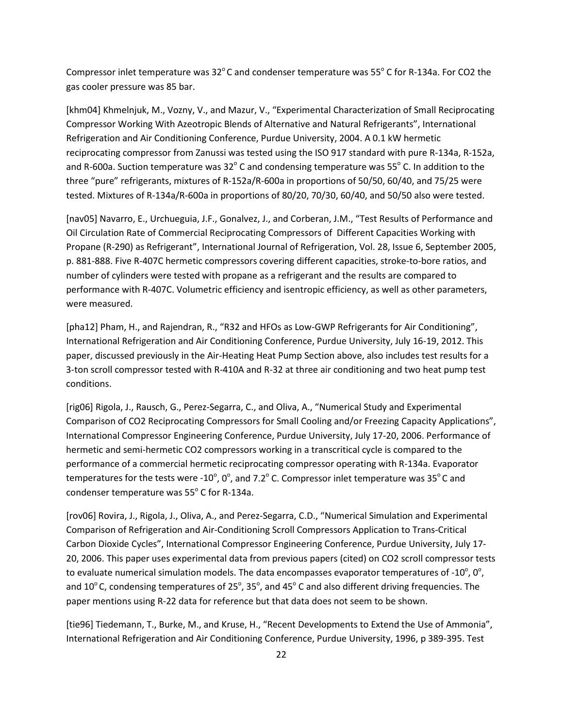Compressor inlet temperature was 32° C and condenser temperature was 55° C for R-134a. For $CO_2$ the gas cooler pressure was 85 bar.

[khm04] Khmelnjuk, M., Vozny, V., and Mazur, V., "Experimental Characterization of Small Reciprocating Compressor Working With Azeotropic Blends of Alternative and Natural Refrigerants", International Refrigeration and Air Conditioning Conference, Purdue University, 2004. A 0.1 kW hermetic reciprocating compressor from Zanussi was tested using the ISO 917 standard with pure R-134a, R-152a, and R-600a. Suction temperature was 32° C and condensing temperature was 55° C. In addition to the three "pure" refrigerants, mixtures of R-152a/R-600a in proportions of 50/50, 60/40, and 75/25 were tested. Mixtures of R-134a/R-600a in proportions of 80/20, 70/30, 60/40, and 50/50 also were tested.

[nav05] Navarro, E., Urchueguia, J.F., Gonalvez, J., and Corberan, J.M., "Test Results of Performance and Oil Circulation Rate of Commercial Reciprocating Compressors of Different Capacities Working with Propane (R-290) as Refrigerant", International Journal of Refrigeration, Vol. 28, Issue 6, September 2005, p. 881-888. Five R-407C hermetic compressors covering different capacities, stroke-to-bore ratios, and number of cylinders were tested with propane as a refrigerant and the results are compared to performance with R-407C. Volumetric efficiency and isentropic efficiency, as well as other parameters, were measured.

[pha12] Pham, H., and Rajendran, R., "R32 and HFOs as Low-GWP Refrigerants for Air Conditioning", International Refrigeration and Air Conditioning Conference, Purdue University, July 16-19, 2012. This paper, discussed previously in the Air-Heating Heat Pump Section above, also includes test results for a 3-ton scroll compressor tested with R-410A and R-32 at three air conditioning and two heat pump test conditions.

[rig06] Rigola, J., Rausch, G., Perez-Segarra, C., and Oliva, A., "Numerical Study and Experimental Comparison of $CO_2$ Reciprocating Compressors for Small Cooling and/or Freezing Capacity Applications", International Compressor Engineering Conference, Purdue University, July 17-20, 2006. Performance of hermetic and semi-hermetic $CO_2$ compressors working in a transcritical cycle is compared to the performance of a commercial hermetic reciprocating compressor operating with R-134a. Evaporator temperatures for the tests were -10°, 0°, and 7.2° C. Compressor inlet temperature was 35° C and condenser temperature was 55° C for R-134a.

[rov06] Rovira, J., Rigola, J., Oliva, A., and Perez-Segarra, C.D., "Numerical Simulation and Experimental Comparison of Refrigeration and Air-Conditioning Scroll Compressors Application to Trans-Critical Carbon Dioxide Cycles", International Compressor Engineering Conference, Purdue University, July 17-20, 2006. This paper uses experimental data from previous papers (cited) on $CO_2$ scroll compressor tests to evaluate numerical simulation models. The data encompasses evaporator temperatures of -10°, 0°, and 10° C, condensing temperatures of 25°, 35°, and 45° C and also different driving frequencies. The paper mentions using R-22 data for reference but that data does not seem to be shown.

[tie96] Tiedemann, T., Burke, M., and Kruse, H., "Recent Developments to Extend the Use of Ammonia", International Refrigeration and Air Conditioning Conference, Purdue University, 1996, p 389-395. Test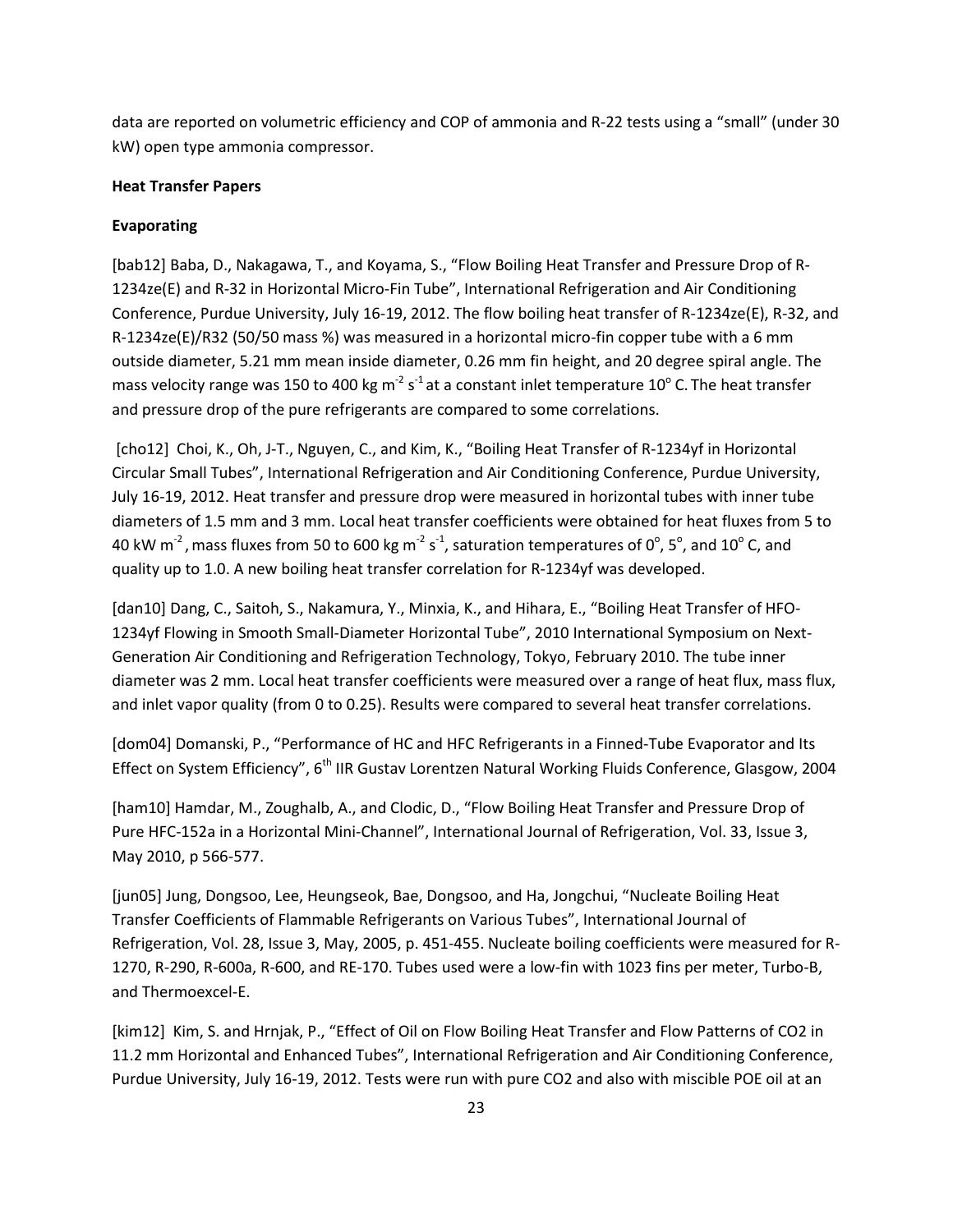data are reported on volumetric efficiency and COP of ammonia and R-22 tests using a "small" (under 30 kW) open type ammonia compressor.

**Heat Transfer Papers**

**Evaporating**

[bab12] Baba, D., Nakagawa, T., and Koyama, S., "Flow Boiling Heat Transfer and Pressure Drop of R-1234ze(E) and R-32 in Horizontal Micro-Fin Tube", International Refrigeration and Air Conditioning Conference, Purdue University, July 16-19, 2012. The flow boiling heat transfer of R-1234ze(E), R-32, and R-1234ze(E)/R32 (50/50 mass %) was measured in a horizontal micro-fin copper tube with a 6 mm outside diameter, 5.21 mm mean inside diameter, 0.26 mm fin height, and 20 degree spiral angle. The mass velocity range was 150 to 400 kg $m^{-2}$ $s^{-1}$ at a constant inlet temperature 10$^{o}$ C. The heat transfer and pressure drop of the pure refrigerants are compared to some correlations.

[cho12] Choi, K., Oh, J-T., Nguyen, C., and Kim, K., "Boiling Heat Transfer of R-1234yf in Horizontal Circular Small Tubes", International Refrigeration and Air Conditioning Conference, Purdue University, July 16-19, 2012. Heat transfer and pressure drop were measured in horizontal tubes with inner tube diameters of 1.5 mm and 3 mm. Local heat transfer coefficients were obtained for heat fluxes from 5 to 40 kW $m^{-2}$, mass fluxes from 50 to 600 kg $m^{-2}$ $s^{-1}$, saturation temperatures of 0$^{o}$, 5$^{o}$, and 10$^{o}$ C, and quality up to 1.0. A new boiling heat transfer correlation for R-1234yf was developed.

[dan10] Dang, C., Saitoh, S., Nakamura, Y., Minxia, K., and Hihara, E., "Boiling Heat Transfer of HFO-1234yf Flowing in Smooth Small-Diameter Horizontal Tube", 2010 International Symposium on Next-Generation Air Conditioning and Refrigeration Technology, Tokyo, February 2010. The tube inner diameter was 2 mm. Local heat transfer coefficients were measured over a range of heat flux, mass flux, and inlet vapor quality (from 0 to 0.25). Results were compared to several heat transfer correlations.

[dom04] Domanski, P., "Performance of HC and HFC Refrigerants in a Finned-Tube Evaporator and Its Effect on System Efficiency", 6$^{th}$ IIR Gustav Lorentzen Natural Working Fluids Conference, Glasgow, 2004

[ham10] Hamdar, M., Zoughalb, A., and Clodic, D., "Flow Boiling Heat Transfer and Pressure Drop of Pure HFC-152a in a Horizontal Mini-Channel", International Journal of Refrigeration, Vol. 33, Issue 3, May 2010, p 566-577.

[jun05] Jung, Dongsoo, Lee, Heungseok, Bae, Dongsoo, and Ha, Jongchui, "Nucleate Boiling Heat Transfer Coefficients of Flammable Refrigerants on Various Tubes", International Journal of Refrigeration, Vol. 28, Issue 3, May, 2005, p. 451-455. Nucleate boiling coefficients were measured for R-1270, R-290, R-600a, R-600, and RE-170. Tubes used were a low-fin with 1023 fins per meter, Turbo-B, and Thermoexcel-E.

[kim12] Kim, S. and Hrnjak, P., "Effect of Oil on Flow Boiling Heat Transfer and Flow Patterns of CO2 in 11.2 mm Horizontal and Enhanced Tubes", International Refrigeration and Air Conditioning Conference, Purdue University, July 16-19, 2012. Tests were run with pure CO2 and also with miscible POE oil at an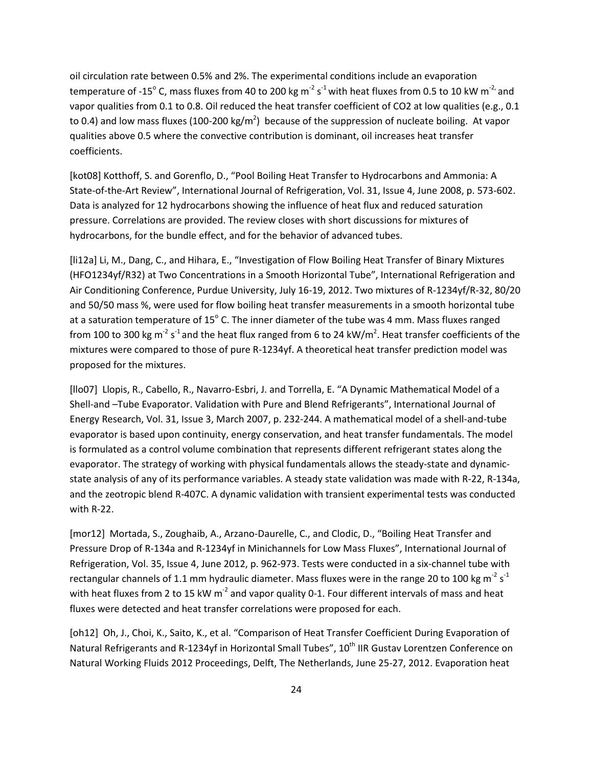oil circulation rate between 0.5% and 2%. The experimental conditions include an evaporation temperature of -15° C, mass fluxes from 40 to 200 kg $m^{-2}$ $s^{-1}$ with heat fluxes from 0.5 to 10 kW $m^{-2}$, and vapor qualities from 0.1 to 0.8. Oil reduced the heat transfer coefficient of CO2 at low qualities (e.g., 0.1 to 0.4) and low mass fluxes (100-200 kg/$m^2$) because of the suppression of nucleate boiling. At vapor qualities above 0.5 where the convective contribution is dominant, oil increases heat transfer coefficients.

[kot08] Kotthoff, S. and Gorenflo, D., "Pool Boiling Heat Transfer to Hydrocarbons and Ammonia: A State-of-the-Art Review", International Journal of Refrigeration, Vol. 31, Issue 4, June 2008, p. 573-602. Data is analyzed for 12 hydrocarbons showing the influence of heat flux and reduced saturation pressure. Correlations are provided. The review closes with short discussions for mixtures of hydrocarbons, for the bundle effect, and for the behavior of advanced tubes.

[li12a] Li, M., Dang, C., and Hihara, E., "Investigation of Flow Boiling Heat Transfer of Binary Mixtures (HFO1234yf/R32) at Two Concentrations in a Smooth Horizontal Tube", International Refrigeration and Air Conditioning Conference, Purdue University, July 16-19, 2012. Two mixtures of R-1234yf/R-32, 80/20 and 50/50 mass %, were used for flow boiling heat transfer measurements in a smooth horizontal tube at a saturation temperature of 15° C. The inner diameter of the tube was 4 mm. Mass fluxes ranged from 100 to 300 kg $m^{-2}$ $s^{-1}$ and the heat flux ranged from 6 to 24 kW/$m^2$. Heat transfer coefficients of the mixtures were compared to those of pure R-1234yf. A theoretical heat transfer prediction model was proposed for the mixtures.

[llo07] Llopis, R., Cabello, R., Navarro-Esbri, J. and Torrella, E. "A Dynamic Mathematical Model of a Shell-and –Tube Evaporator. Validation with Pure and Blend Refrigerants", International Journal of Energy Research, Vol. 31, Issue 3, March 2007, p. 232-244. A mathematical model of a shell-and-tube evaporator is based upon continuity, energy conservation, and heat transfer fundamentals. The model is formulated as a control volume combination that represents different refrigerant states along the evaporator. The strategy of working with physical fundamentals allows the steady-state and dynamic-state analysis of any of its performance variables. A steady state validation was made with R-22, R-134a, and the zeotropic blend R-407C. A dynamic validation with transient experimental tests was conducted with R-22.

[mor12] Mortada, S., Zoughaib, A., Arzano-Daurelle, C., and Clodic, D., "Boiling Heat Transfer and Pressure Drop of R-134a and R-1234yf in Minichannels for Low Mass Fluxes", International Journal of Refrigeration, Vol. 35, Issue 4, June 2012, p. 962-973. Tests were conducted in a six-channel tube with rectangular channels of 1.1 mm hydraulic diameter. Mass fluxes were in the range 20 to 100 kg $m^{-2}$ $s^{-1}$ with heat fluxes from 2 to 15 kW $m^{-2}$ and vapor quality 0-1. Four different intervals of mass and heat fluxes were detected and heat transfer correlations were proposed for each.

[oh12] Oh, J., Choi, K., Saito, K., et al. "Comparison of Heat Transfer Coefficient During Evaporation of Natural Refrigerants and R-1234yf in Horizontal Small Tubes", 10th IIR Gustav Lorentzen Conference on Natural Working Fluids 2012 Proceedings, Delft, The Netherlands, June 25-27, 2012. Evaporation heat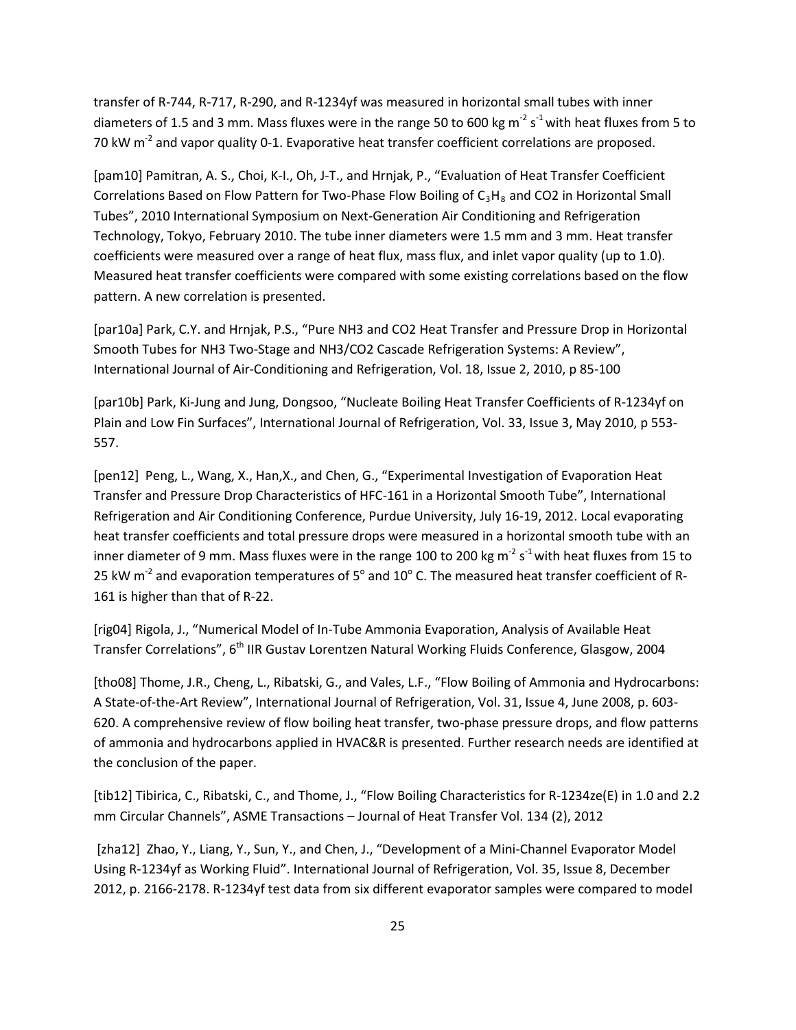transfer of R-744, R-717, R-290, and R-1234yf was measured in horizontal small tubes with inner diameters of 1.5 and 3 mm. Mass fluxes were in the range 50 to 600 kg $m^{-2}$ $s^{-1}$ with heat fluxes from 5 to 70 kW $m^{-2}$ and vapor quality 0-1. Evaporative heat transfer coefficient correlations are proposed.

[pam10] Pamitran, A. S., Choi, K-I., Oh, J-T., and Hrnjak, P., "Evaluation of Heat Transfer Coefficient Correlations Based on Flow Pattern for Two-Phase Flow Boiling of $C_3H_8$ and CO2 in Horizontal Small Tubes", 2010 International Symposium on Next-Generation Air Conditioning and Refrigeration Technology, Tokyo, February 2010. The tube inner diameters were 1.5 mm and 3 mm. Heat transfer coefficients were measured over a range of heat flux, mass flux, and inlet vapor quality (up to 1.0). Measured heat transfer coefficients were compared with some existing correlations based on the flow pattern. A new correlation is presented.

[par10a] Park, C.Y. and Hrnjak, P.S., "Pure NH3 and CO2 Heat Transfer and Pressure Drop in Horizontal Smooth Tubes for NH3 Two-Stage and NH3/CO2 Cascade Refrigeration Systems: A Review", International Journal of Air-Conditioning and Refrigeration, Vol. 18, Issue 2, 2010, p 85-100

[par10b] Park, Ki-Jung and Jung, Dongsoo, "Nucleate Boiling Heat Transfer Coefficients of R-1234yf on Plain and Low Fin Surfaces", International Journal of Refrigeration, Vol. 33, Issue 3, May 2010, p 553-557.

[pen12] Peng, L., Wang, X., Han,X., and Chen, G., "Experimental Investigation of Evaporation Heat Transfer and Pressure Drop Characteristics of HFC-161 in a Horizontal Smooth Tube", International Refrigeration and Air Conditioning Conference, Purdue University, July 16-19, 2012. Local evaporating heat transfer coefficients and total pressure drops were measured in a horizontal smooth tube with an inner diameter of 9 mm. Mass fluxes were in the range 100 to 200 kg $m^{-2}$ $s^{-1}$ with heat fluxes from 15 to 25 kW $m^{-2}$ and evaporation temperatures of 5° and 10° C. The measured heat transfer coefficient of R-161 is higher than that of R-22.

[rig04] Rigola, J., "Numerical Model of In-Tube Ammonia Evaporation, Analysis of Available Heat Transfer Correlations", 6th IIR Gustav Lorentzen Natural Working Fluids Conference, Glasgow, 2004

[tho08] Thome, J.R., Cheng, L., Ribatski, G., and Vales, L.F., "Flow Boiling of Ammonia and Hydrocarbons: A State-of-the-Art Review", International Journal of Refrigeration, Vol. 31, Issue 4, June 2008, p. 603-620. A comprehensive review of flow boiling heat transfer, two-phase pressure drops, and flow patterns of ammonia and hydrocarbons applied in HVAC&R is presented. Further research needs are identified at the conclusion of the paper.

[tib12] Tibirica, C., Ribatski, C., and Thome, J., "Flow Boiling Characteristics for R-1234ze(E) in 1.0 and 2.2 mm Circular Channels", ASME Transactions – Journal of Heat Transfer Vol. 134 (2), 2012

[zha12] Zhao, Y., Liang, Y., Sun, Y., and Chen, J., "Development of a Mini-Channel Evaporator Model Using R-1234yf as Working Fluid". International Journal of Refrigeration, Vol. 35, Issue 8, December 2012, p. 2166-2178. R-1234yf test data from six different evaporator samples were compared to model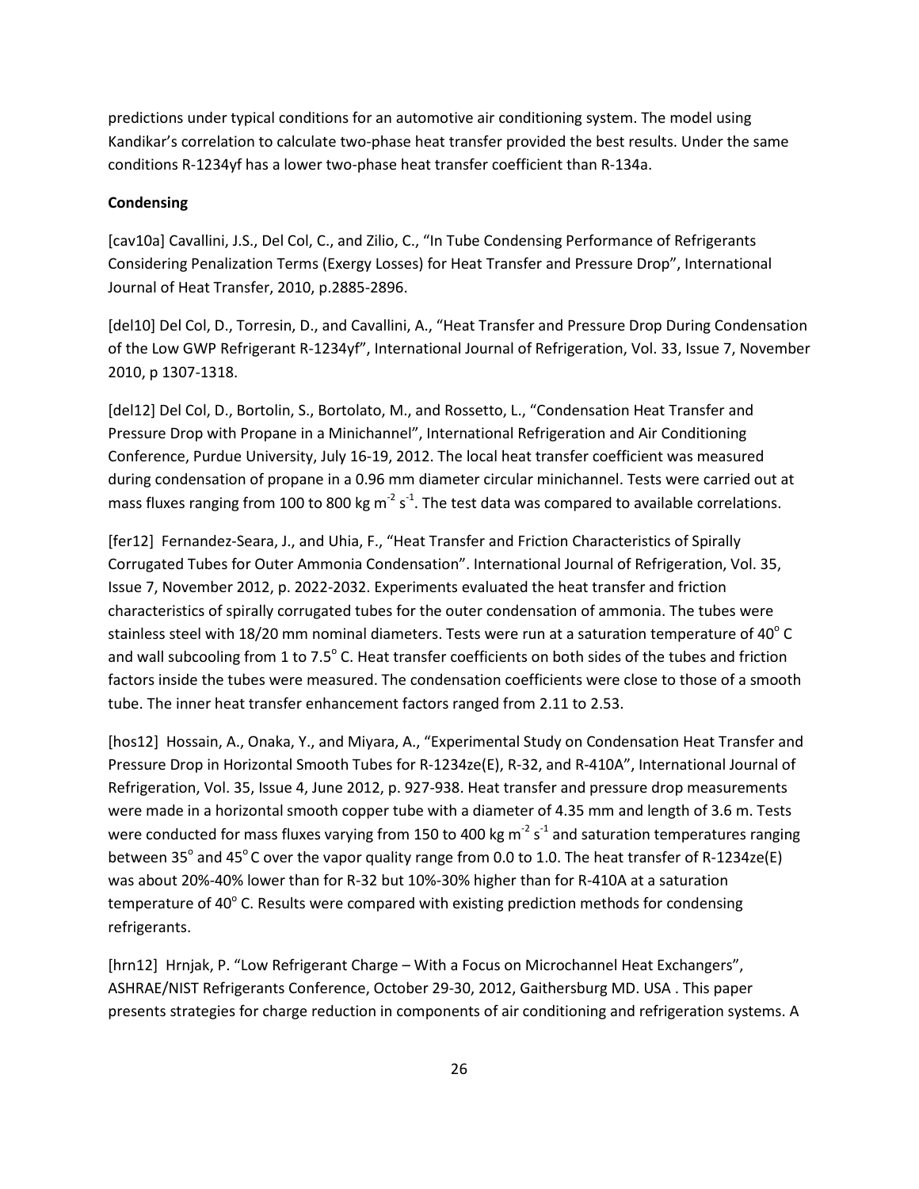predictions under typical conditions for an automotive air conditioning system. The model using Kandikar's correlation to calculate two-phase heat transfer provided the best results. Under the same conditions R-1234yf has a lower two-phase heat transfer coefficient than R-134a.

**Condensing**

[cav10a] Cavallini, J.S., Del Col, C., and Zilio, C., "In Tube Condensing Performance of Refrigerants Considering Penalization Terms (Exergy Losses) for Heat Transfer and Pressure Drop", International Journal of Heat Transfer, 2010, p.2885-2896.

[del10] Del Col, D., Torresin, D., and Cavallini, A., "Heat Transfer and Pressure Drop During Condensation of the Low GWP Refrigerant R-1234yf", International Journal of Refrigeration, Vol. 33, Issue 7, November 2010, p 1307-1318.

[del12] Del Col, D., Bortolin, S., Bortolato, M., and Rossetto, L., "Condensation Heat Transfer and Pressure Drop with Propane in a Minichannel", International Refrigeration and Air Conditioning Conference, Purdue University, July 16-19, 2012. The local heat transfer coefficient was measured during condensation of propane in a 0.96 mm diameter circular minichannel. Tests were carried out at mass fluxes ranging from 100 to 800 kg $m^{-2}$ $s^{-1}$. The test data was compared to available correlations.

[fer12] Fernandez-Seara, J., and Uhia, F., "Heat Transfer and Friction Characteristics of Spirally Corrugated Tubes for Outer Ammonia Condensation". International Journal of Refrigeration, Vol. 35, Issue 7, November 2012, p. 2022-2032. Experiments evaluated the heat transfer and friction characteristics of spirally corrugated tubes for the outer condensation of ammonia. The tubes were stainless steel with 18/20 mm nominal diameters. Tests were run at a saturation temperature of 40° C and wall subcooling from 1 to 7.5° C. Heat transfer coefficients on both sides of the tubes and friction factors inside the tubes were measured. The condensation coefficients were close to those of a smooth tube. The inner heat transfer enhancement factors ranged from 2.11 to 2.53.

[hos12] Hossain, A., Onaka, Y., and Miyara, A., "Experimental Study on Condensation Heat Transfer and Pressure Drop in Horizontal Smooth Tubes for R-1234ze(E), R-32, and R-410A", International Journal of Refrigeration, Vol. 35, Issue 4, June 2012, p. 927-938. Heat transfer and pressure drop measurements were made in a horizontal smooth copper tube with a diameter of 4.35 mm and length of 3.6 m. Tests were conducted for mass fluxes varying from 150 to 400 kg $m^{-2}$ $s^{-1}$ and saturation temperatures ranging between 35° and 45° C over the vapor quality range from 0.0 to 1.0. The heat transfer of R-1234ze(E) was about 20%-40% lower than for R-32 but 10%-30% higher than for R-410A at a saturation temperature of 40° C. Results were compared with existing prediction methods for condensing refrigerants.

[hrn12] Hrnjak, P. "Low Refrigerant Charge – With a Focus on Microchannel Heat Exchangers", ASHRAE/NIST Refrigerants Conference, October 29-30, 2012, Gaithersburg MD. USA . This paper presents strategies for charge reduction in components of air conditioning and refrigeration systems. A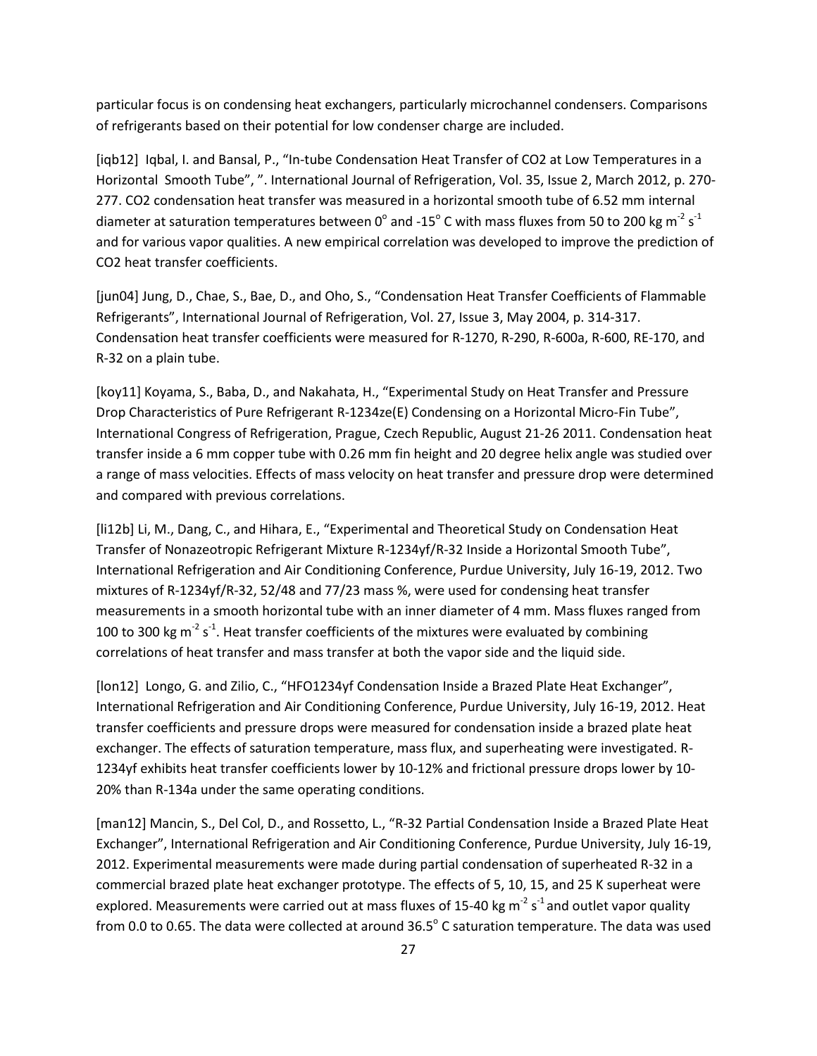particular focus is on condensing heat exchangers, particularly microchannel condensers. Comparisons of refrigerants based on their potential for low condenser charge are included.

[iqb12] Iqbal, I. and Bansal, P., "In-tube Condensation Heat Transfer of CO2 at Low Temperatures in a Horizontal Smooth Tube", ". International Journal of Refrigeration, Vol. 35, Issue 2, March 2012, p. 270-277. CO2 condensation heat transfer was measured in a horizontal smooth tube of 6.52 mm internal diameter at saturation temperatures between $0^{\circ}$ and $-15^{\circ}$ C with mass fluxes from 50 to 200 kg $m^{-2}$ $s^{-1}$ and for various vapor qualities. A new empirical correlation was developed to improve the prediction of CO2 heat transfer coefficients.

[jun04] Jung, D., Chae, S., Bae, D., and Oho, S., "Condensation Heat Transfer Coefficients of Flammable Refrigerants", International Journal of Refrigeration, Vol. 27, Issue 3, May 2004, p. 314-317. Condensation heat transfer coefficients were measured for R-1270, R-290, R-600a, R-600, RE-170, and R-32 on a plain tube.

[koy11] Koyama, S., Baba, D., and Nakahata, H., "Experimental Study on Heat Transfer and Pressure Drop Characteristics of Pure Refrigerant R-1234ze(E) Condensing on a Horizontal Micro-Fin Tube", International Congress of Refrigeration, Prague, Czech Republic, August 21-26 2011. Condensation heat transfer inside a 6 mm copper tube with 0.26 mm fin height and 20 degree helix angle was studied over a range of mass velocities. Effects of mass velocity on heat transfer and pressure drop were determined and compared with previous correlations.

[li12b] Li, M., Dang, C., and Hihara, E., "Experimental and Theoretical Study on Condensation Heat Transfer of Nonazeotropic Refrigerant Mixture R-1234yf/R-32 Inside a Horizontal Smooth Tube", International Refrigeration and Air Conditioning Conference, Purdue University, July 16-19, 2012. Two mixtures of R-1234yf/R-32, 52/48 and 77/23 mass %, were used for condensing heat transfer measurements in a smooth horizontal tube with an inner diameter of 4 mm. Mass fluxes ranged from 100 to 300 kg $m^{-2}$ $s^{-1}$. Heat transfer coefficients of the mixtures were evaluated by combining correlations of heat transfer and mass transfer at both the vapor side and the liquid side.

[lon12] Longo, G. and Zilio, C., "HFO1234yf Condensation Inside a Brazed Plate Heat Exchanger", International Refrigeration and Air Conditioning Conference, Purdue University, July 16-19, 2012. Heat transfer coefficients and pressure drops were measured for condensation inside a brazed plate heat exchanger. The effects of saturation temperature, mass flux, and superheating were investigated. R-1234yf exhibits heat transfer coefficients lower by 10-12% and frictional pressure drops lower by 10-20% than R-134a under the same operating conditions.

[man12] Mancin, S., Del Col, D., and Rossetto, L., "R-32 Partial Condensation Inside a Brazed Plate Heat Exchanger", International Refrigeration and Air Conditioning Conference, Purdue University, July 16-19, 2012. Experimental measurements were made during partial condensation of superheated R-32 in a commercial brazed plate heat exchanger prototype. The effects of 5, 10, 15, and 25 K superheat were explored. Measurements were carried out at mass fluxes of 15-40 kg $m^{-2}$ $s^{-1}$ and outlet vapor quality from 0.0 to 0.65. The data were collected at around $36.5^{\circ}$ C saturation temperature. The data was used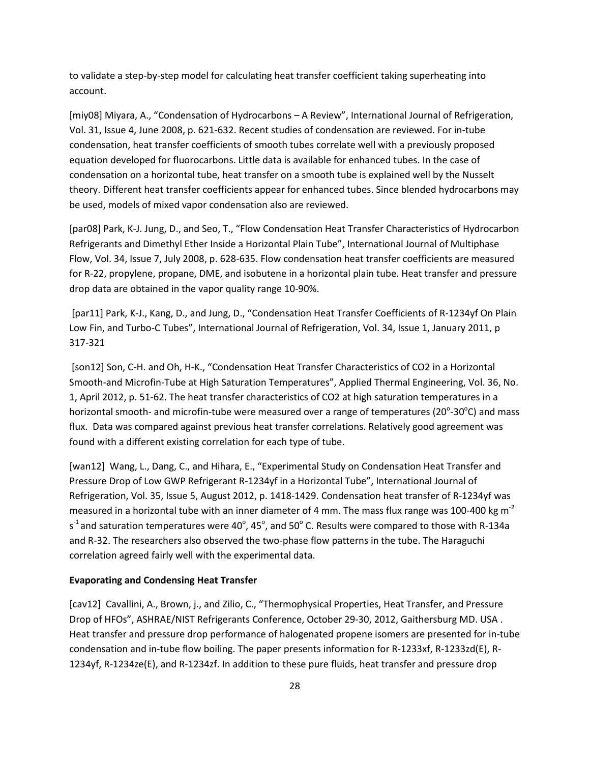to validate a step-by-step model for calculating heat transfer coefficient taking superheating into account.

[miy08] Miyara, A., "Condensation of Hydrocarbons – A Review", International Journal of Refrigeration, Vol. 31, Issue 4, June 2008, p. 621-632. Recent studies of condensation are reviewed. For in-tube condensation, heat transfer coefficients of smooth tubes correlate well with a previously proposed equation developed for fluorocarbons. Little data is available for enhanced tubes. In the case of condensation on a horizontal tube, heat transfer on a smooth tube is explained well by the Nusselt theory. Different heat transfer coefficients appear for enhanced tubes. Since blended hydrocarbons may be used, models of mixed vapor condensation also are reviewed.

[par08] Park, K-J. Jung, D., and Seo, T., "Flow Condensation Heat Transfer Characteristics of Hydrocarbon Refrigerants and Dimethyl Ether Inside a Horizontal Plain Tube", International Journal of Multiphase Flow, Vol. 34, Issue 7, July 2008, p. 628-635. Flow condensation heat transfer coefficients are measured for R-22, propylene, propane, DME, and isobutene in a horizontal plain tube. Heat transfer and pressure drop data are obtained in the vapor quality range 10-90%.

[par11] Park, K-J., Kang, D., and Jung, D., "Condensation Heat Transfer Coefficients of R-1234yf On Plain Low Fin, and Turbo-C Tubes", International Journal of Refrigeration, Vol. 34, Issue 1, January 2011, p 317-321

[son12] Son, C-H. and Oh, H-K., "Condensation Heat Transfer Characteristics of CO2 in a Horizontal Smooth-and Microfin-Tube at High Saturation Temperatures", Applied Thermal Engineering, Vol. 36, No. 1, April 2012, p. 51-62. The heat transfer characteristics of CO2 at high saturation temperatures in a horizontal smooth- and microfin-tube were measured over a range of temperatures (20$^{o}$-30$^{o}$C) and mass flux. Data was compared against previous heat transfer correlations. Relatively good agreement was found with a different existing correlation for each type of tube.

[wan12] Wang, L., Dang, C., and Hihara, E., "Experimental Study on Condensation Heat Transfer and Pressure Drop of Low GWP Refrigerant R-1234yf in a Horizontal Tube", International Journal of Refrigeration, Vol. 35, Issue 5, August 2012, p. 1418-1429. Condensation heat transfer of R-1234yf was measured in a horizontal tube with an inner diameter of 4 mm. The mass flux range was 100-400 kg $m^{-2}$ $s^{-1}$ and saturation temperatures were 40$^{o}$, 45$^{o}$, and 50$^{o}$ C. Results were compared to those with R-134a and R-32. The researchers also observed the two-phase flow patterns in the tube. The Haraguchi correlation agreed fairly well with the experimental data.

**Evaporating and Condensing Heat Transfer**

[cav12] Cavallini, A., Brown, j., and Zilio, C., "Thermophysical Properties, Heat Transfer, and Pressure Drop of HFOs", ASHRAE/NIST Refrigerants Conference, October 29-30, 2012, Gaithersburg MD. USA . Heat transfer and pressure drop performance of halogenated propene isomers are presented for in-tube condensation and in-tube flow boiling. The paper presents information for R-1233xf, R-1233zd(E), R-1234yf, R-1234ze(E), and R-1234zf. In addition to these pure fluids, heat transfer and pressure drop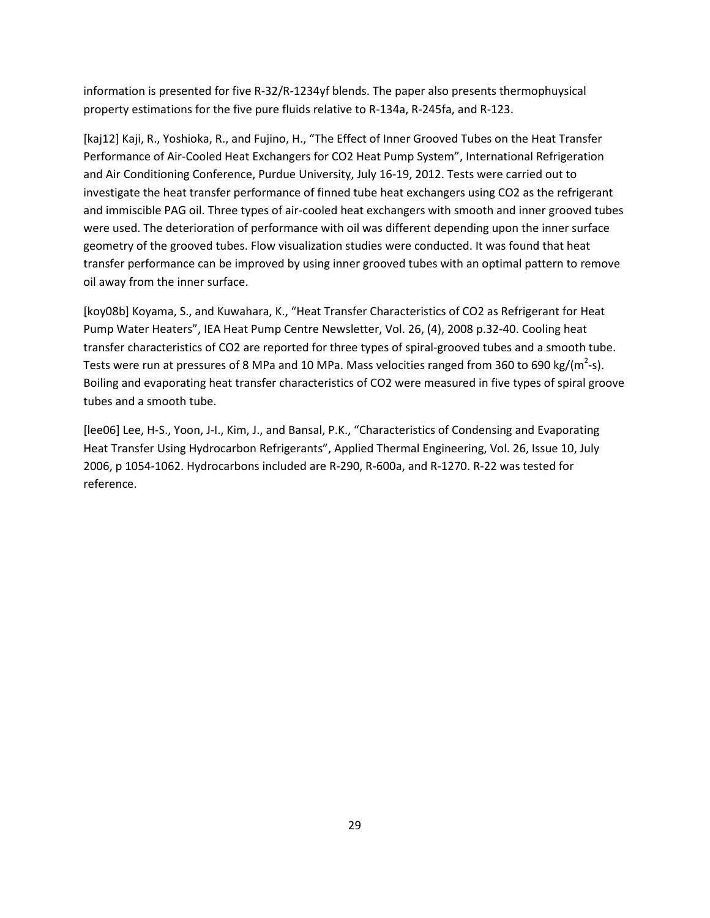information is presented for five R-32/R-1234yf blends. The paper also presents thermophuysical property estimations for the five pure fluids relative to R-134a, R-245fa, and R-123.

[kaj12] Kaji, R., Yoshioka, R., and Fujino, H., "The Effect of Inner Grooved Tubes on the Heat Transfer Performance of Air-Cooled Heat Exchangers for CO2 Heat Pump System", International Refrigeration and Air Conditioning Conference, Purdue University, July 16-19, 2012. Tests were carried out to investigate the heat transfer performance of finned tube heat exchangers using CO2 as the refrigerant and immiscible PAG oil. Three types of air-cooled heat exchangers with smooth and inner grooved tubes were used. The deterioration of performance with oil was different depending upon the inner surface geometry of the grooved tubes. Flow visualization studies were conducted. It was found that heat transfer performance can be improved by using inner grooved tubes with an optimal pattern to remove oil away from the inner surface.

[koy08b] Koyama, S., and Kuwahara, K., "Heat Transfer Characteristics of CO2 as Refrigerant for Heat Pump Water Heaters", IEA Heat Pump Centre Newsletter, Vol. 26, (4), 2008 p.32-40. Cooling heat transfer characteristics of CO2 are reported for three types of spiral-grooved tubes and a smooth tube. Tests were run at pressures of 8 MPa and 10 MPa. Mass velocities ranged from 360 to 690 kg/($m^2$-s). Boiling and evaporating heat transfer characteristics of CO2 were measured in five types of spiral groove tubes and a smooth tube.

[lee06] Lee, H-S., Yoon, J-I., Kim, J., and Bansal, P.K., "Characteristics of Condensing and Evaporating Heat Transfer Using Hydrocarbon Refrigerants", Applied Thermal Engineering, Vol. 26, Issue 10, July 2006, p 1054-1062. Hydrocarbons included are R-290, R-600a, and R-1270. R-22 was tested for reference.